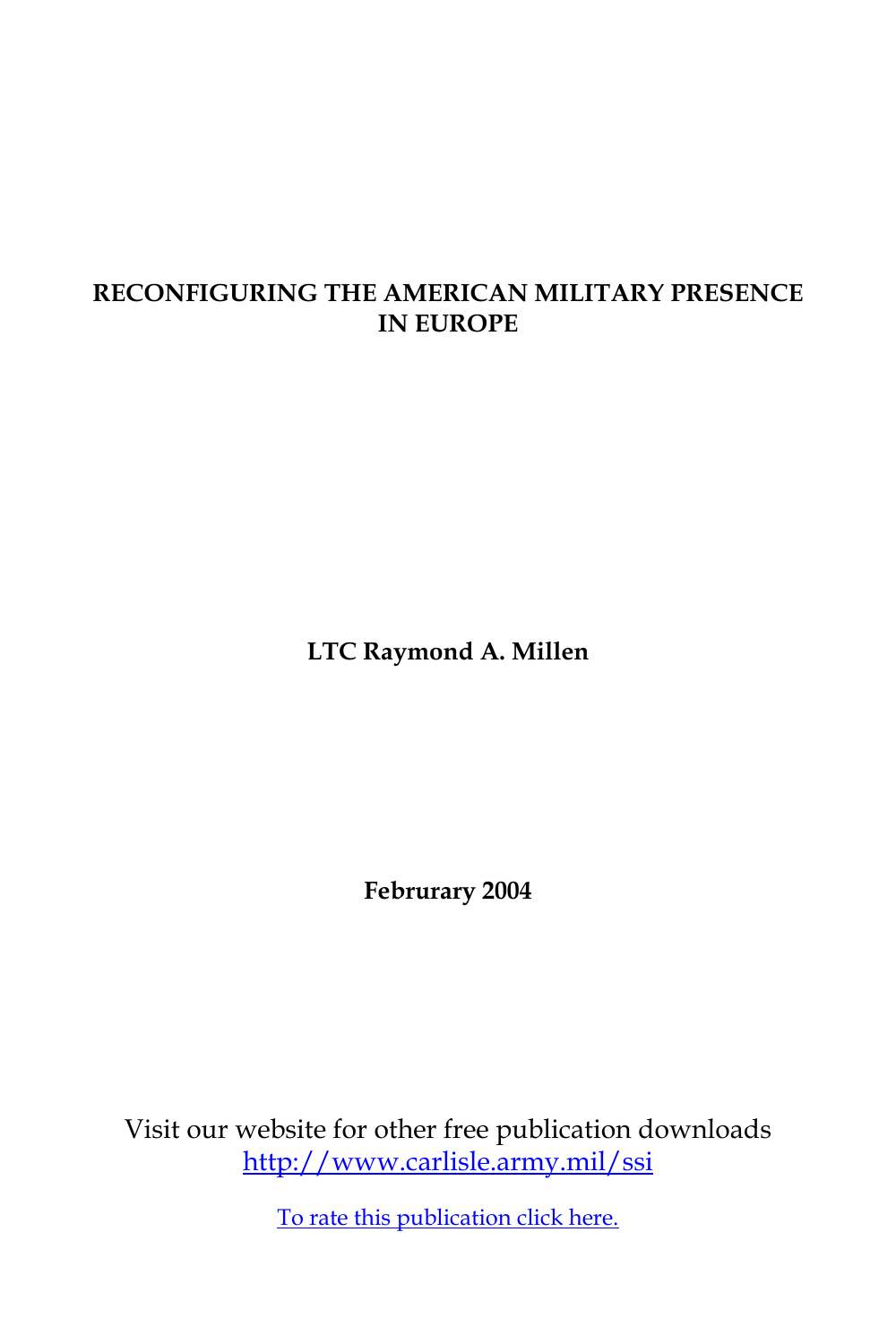# RECONFIGURING THE AMERICAN MILITARY PRESENCE IN EUROPE

**LTC Raymond A. Millen**

**Februrary 2004**

Visit our website for other free publication downloads
http://www.carlisle.army.mil/ssi

To rate this publication click here.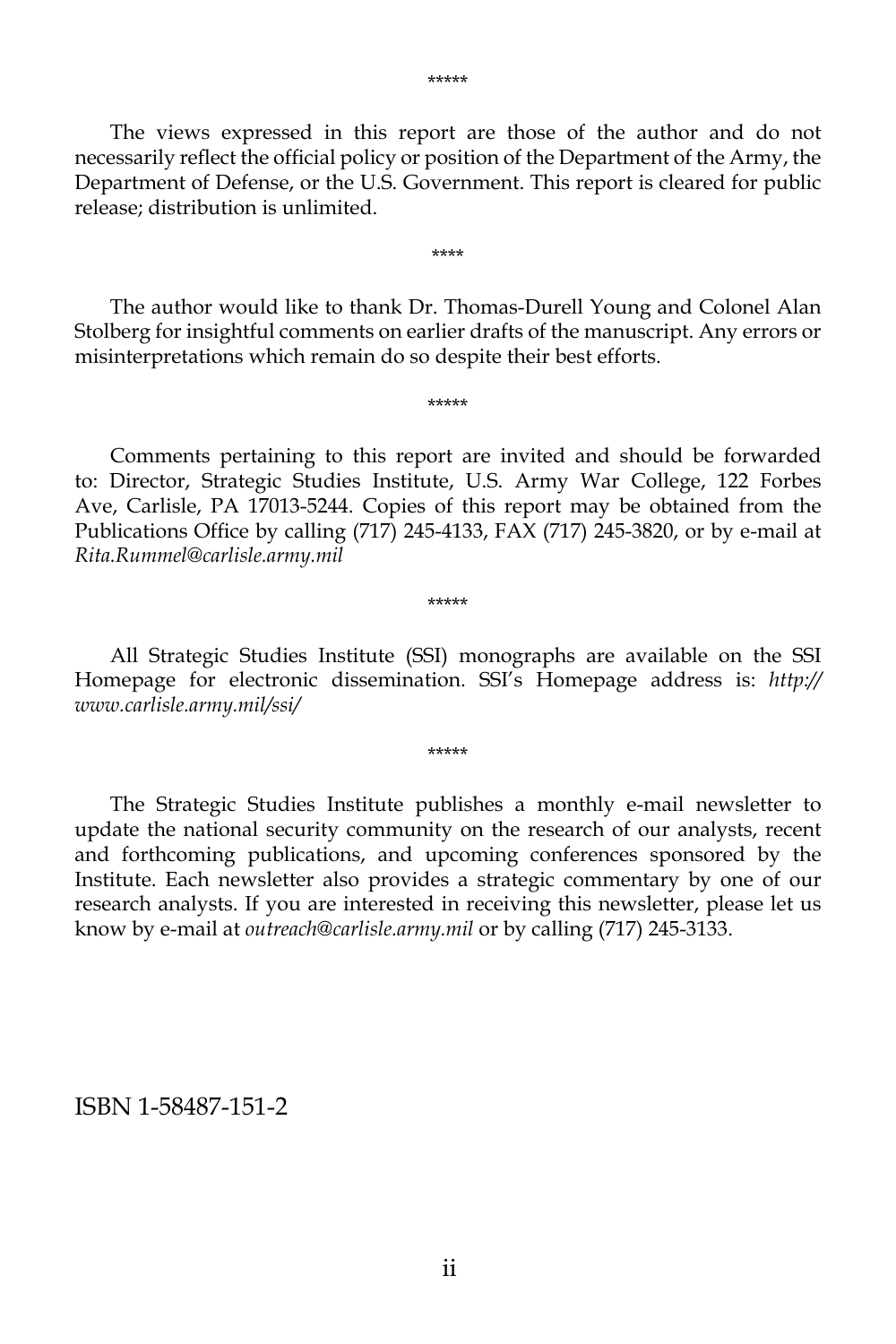*****

The views expressed in this report are those of the author and do not necessarily reflect the official policy or position of the Department of the Army, the Department of Defense, or the U.S. Government. This report is cleared for public release; distribution is unlimited.

****

The author would like to thank Dr. Thomas-Durell Young and Colonel Alan Stolberg for insightful comments on earlier drafts of the manuscript. Any errors or misinterpretations which remain do so despite their best efforts.

*****

Comments pertaining to this report are invited and should be forwarded to: Director, Strategic Studies Institute, U.S. Army War College, 122 Forbes Ave, Carlisle, PA 17013-5244. Copies of this report may be obtained from the Publications Office by calling (717) 245-4133, FAX (717) 245-3820, or by e-mail at *Rita.Rummel@carlisle.army.mil*

*****

All Strategic Studies Institute (SSI) monographs are available on the SSI Homepage for electronic dissemination. SSI's Homepage address is: *http://www.carlisle.army.mil/ssi/*

*****

The Strategic Studies Institute publishes a monthly e-mail newsletter to update the national security community on the research of our analysts, recent and forthcoming publications, and upcoming conferences sponsored by the Institute. Each newsletter also provides a strategic commentary by one of our research analysts. If you are interested in receiving this newsletter, please let us know by e-mail at *outreach@carlisle.army.mil* or by calling (717) 245-3133.

ISBN 1-58487-151-2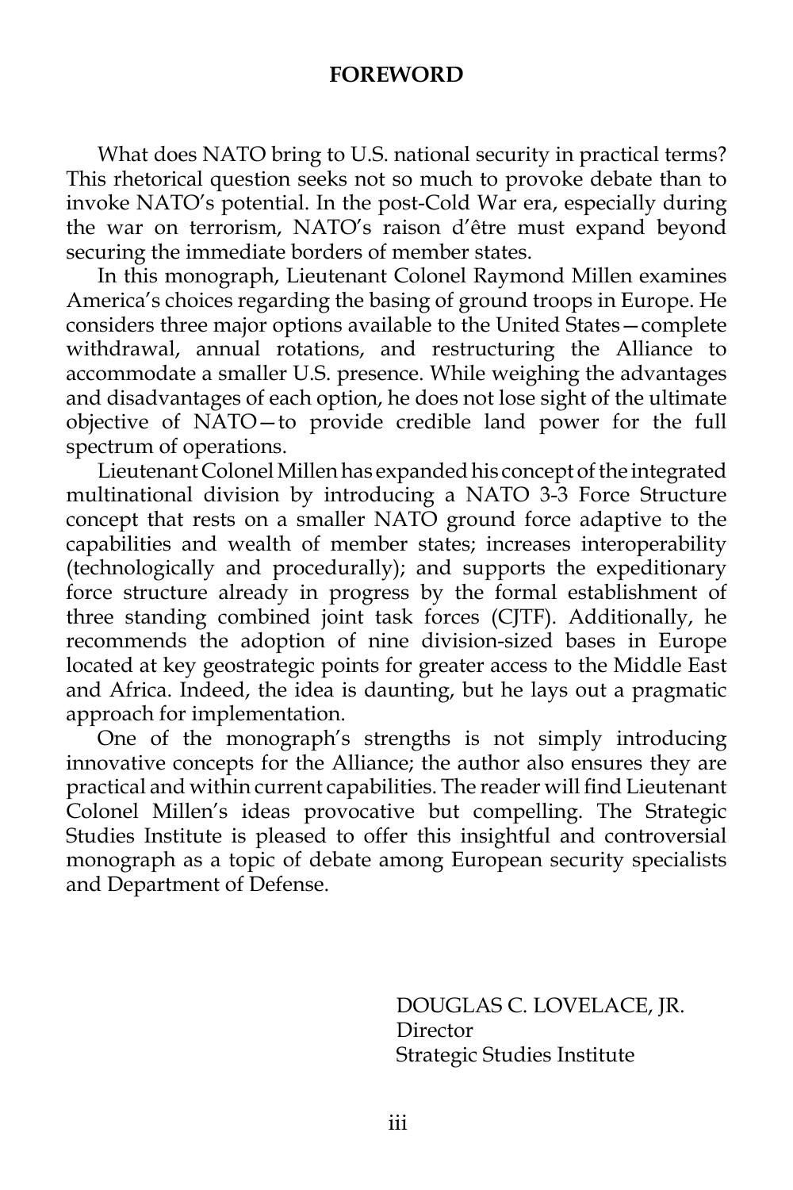# FOREWORD

What does NATO bring to U.S. national security in practical terms? This rhetorical question seeks not so much to provoke debate than to invoke NATO's potential. In the post-Cold War era, especially during the war on terrorism, NATO's raison d'être must expand beyond securing the immediate borders of member states.

In this monograph, Lieutenant Colonel Raymond Millen examines America's choices regarding the basing of ground troops in Europe. He considers three major options available to the United States—complete withdrawal, annual rotations, and restructuring the Alliance to accommodate a smaller U.S. presence. While weighing the advantages and disadvantages of each option, he does not lose sight of the ultimate objective of NATO—to provide credible land power for the full spectrum of operations.

Lieutenant Colonel Millen has expanded his concept of the integrated multinational division by introducing a NATO 3-3 Force Structure concept that rests on a smaller NATO ground force adaptive to the capabilities and wealth of member states; increases interoperability (technologically and procedurally); and supports the expeditionary force structure already in progress by the formal establishment of three standing combined joint task forces (CJTF). Additionally, he recommends the adoption of nine division-sized bases in Europe located at key geostrategic points for greater access to the Middle East and Africa. Indeed, the idea is daunting, but he lays out a pragmatic approach for implementation.

One of the monograph's strengths is not simply introducing innovative concepts for the Alliance; the author also ensures they are practical and within current capabilities. The reader will find Lieutenant Colonel Millen's ideas provocative but compelling. The Strategic Studies Institute is pleased to offer this insightful and controversial monograph as a topic of debate among European security specialists and Department of Defense.

DOUGLAS C. LOVELACE, JR.  
Director  
Strategic Studies Institute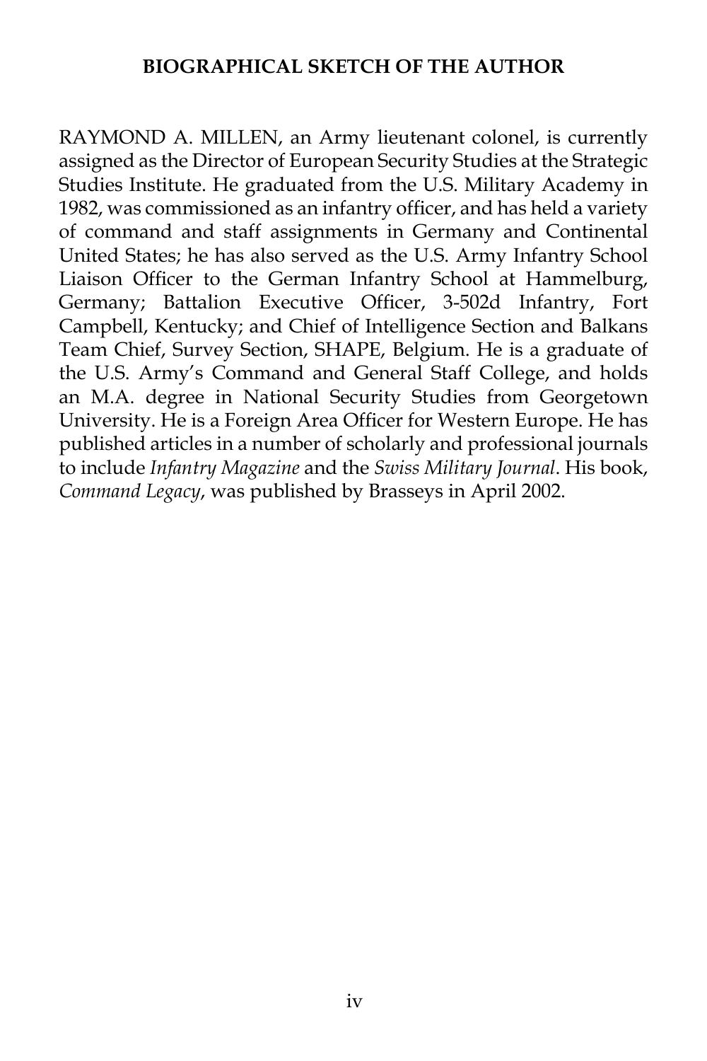## BIOGRAPHICAL SKETCH OF THE AUTHOR

RAYMOND A. MILLEN, an Army lieutenant colonel, is currently assigned as the Director of European Security Studies at the Strategic Studies Institute. He graduated from the U.S. Military Academy in 1982, was commissioned as an infantry officer, and has held a variety of command and staff assignments in Germany and Continental United States; he has also served as the U.S. Army Infantry School Liaison Officer to the German Infantry School at Hammelburg, Germany; Battalion Executive Officer, 3-502d Infantry, Fort Campbell, Kentucky; and Chief of Intelligence Section and Balkans Team Chief, Survey Section, SHAPE, Belgium. He is a graduate of the U.S. Army's Command and General Staff College, and holds an M.A. degree in National Security Studies from Georgetown University. He is a Foreign Area Officer for Western Europe. He has published articles in a number of scholarly and professional journals to include *Infantry Magazine* and the *Swiss Military Journal*. His book, *Command Legacy*, was published by Brasseys in April 2002.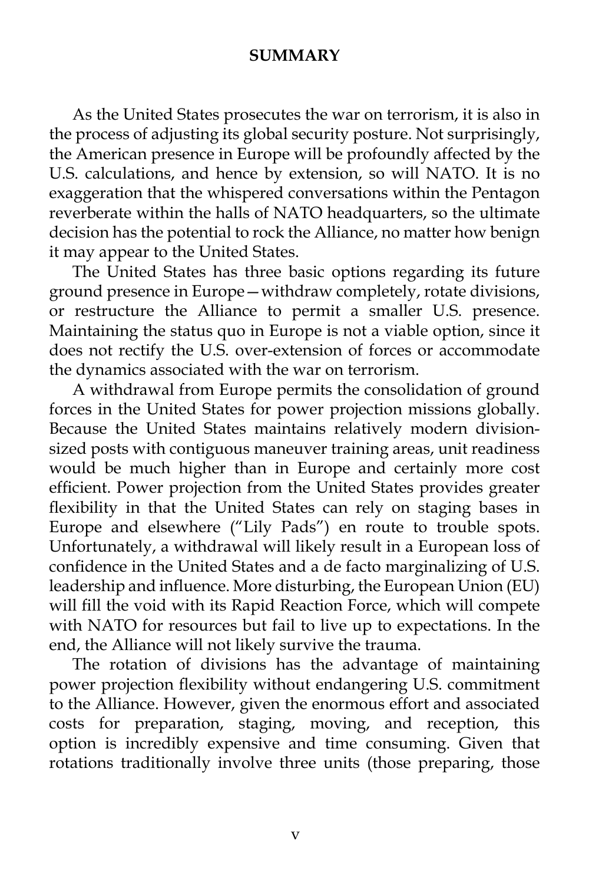## SUMMARY

As the United States prosecutes the war on terrorism, it is also in the process of adjusting its global security posture. Not surprisingly, the American presence in Europe will be profoundly affected by the U.S. calculations, and hence by extension, so will NATO. It is no exaggeration that the whispered conversations within the Pentagon reverberate within the halls of NATO headquarters, so the ultimate decision has the potential to rock the Alliance, no matter how benign it may appear to the United States.

The United States has three basic options regarding its future ground presence in Europe—withdraw completely, rotate divisions, or restructure the Alliance to permit a smaller U.S. presence. Maintaining the status quo in Europe is not a viable option, since it does not rectify the U.S. over-extension of forces or accommodate the dynamics associated with the war on terrorism.

A withdrawal from Europe permits the consolidation of ground forces in the United States for power projection missions globally. Because the United States maintains relatively modern division-sized posts with contiguous maneuver training areas, unit readiness would be much higher than in Europe and certainly more cost efficient. Power projection from the United States provides greater flexibility in that the United States can rely on staging bases in Europe and elsewhere ("Lily Pads") en route to trouble spots. Unfortunately, a withdrawal will likely result in a European loss of confidence in the United States and a de facto marginalizing of U.S. leadership and influence. More disturbing, the European Union (EU) will fill the void with its Rapid Reaction Force, which will compete with NATO for resources but fail to live up to expectations. In the end, the Alliance will not likely survive the trauma.

The rotation of divisions has the advantage of maintaining power projection flexibility without endangering U.S. commitment to the Alliance. However, given the enormous effort and associated costs for preparation, staging, moving, and reception, this option is incredibly expensive and time consuming. Given that rotations traditionally involve three units (those preparing, those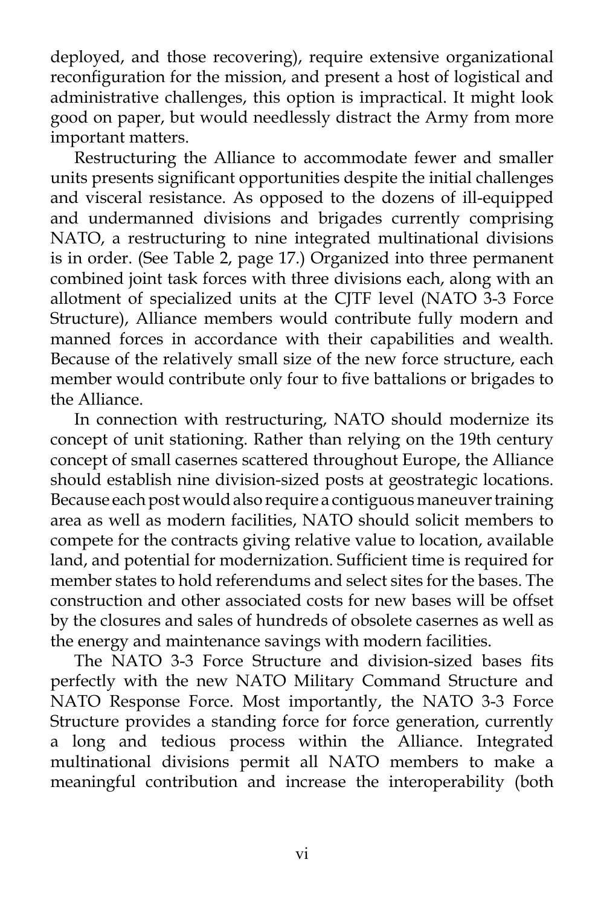deployed, and those recovering), require extensive organizational reconfiguration for the mission, and present a host of logistical and administrative challenges, this option is impractical. It might look good on paper, but would needlessly distract the Army from more important matters.

Restructuring the Alliance to accommodate fewer and smaller units presents significant opportunities despite the initial challenges and visceral resistance. As opposed to the dozens of ill-equipped and undermanned divisions and brigades currently comprising NATO, a restructuring to nine integrated multinational divisions is in order. (See Table 2, page 17.) Organized into three permanent combined joint task forces with three divisions each, along with an allotment of specialized units at the CJTF level (NATO 3-3 Force Structure), Alliance members would contribute fully modern and manned forces in accordance with their capabilities and wealth. Because of the relatively small size of the new force structure, each member would contribute only four to five battalions or brigades to the Alliance.

In connection with restructuring, NATO should modernize its concept of unit stationing. Rather than relying on the 19th century concept of small casernes scattered throughout Europe, the Alliance should establish nine division-sized posts at geostrategic locations. Because each post would also require a contiguous maneuver training area as well as modern facilities, NATO should solicit members to compete for the contracts giving relative value to location, available land, and potential for modernization. Sufficient time is required for member states to hold referendums and select sites for the bases. The construction and other associated costs for new bases will be offset by the closures and sales of hundreds of obsolete casernes as well as the energy and maintenance savings with modern facilities.

The NATO 3-3 Force Structure and division-sized bases fits perfectly with the new NATO Military Command Structure and NATO Response Force. Most importantly, the NATO 3-3 Force Structure provides a standing force for force generation, currently a long and tedious process within the Alliance. Integrated multinational divisions permit all NATO members to make a meaningful contribution and increase the interoperability (both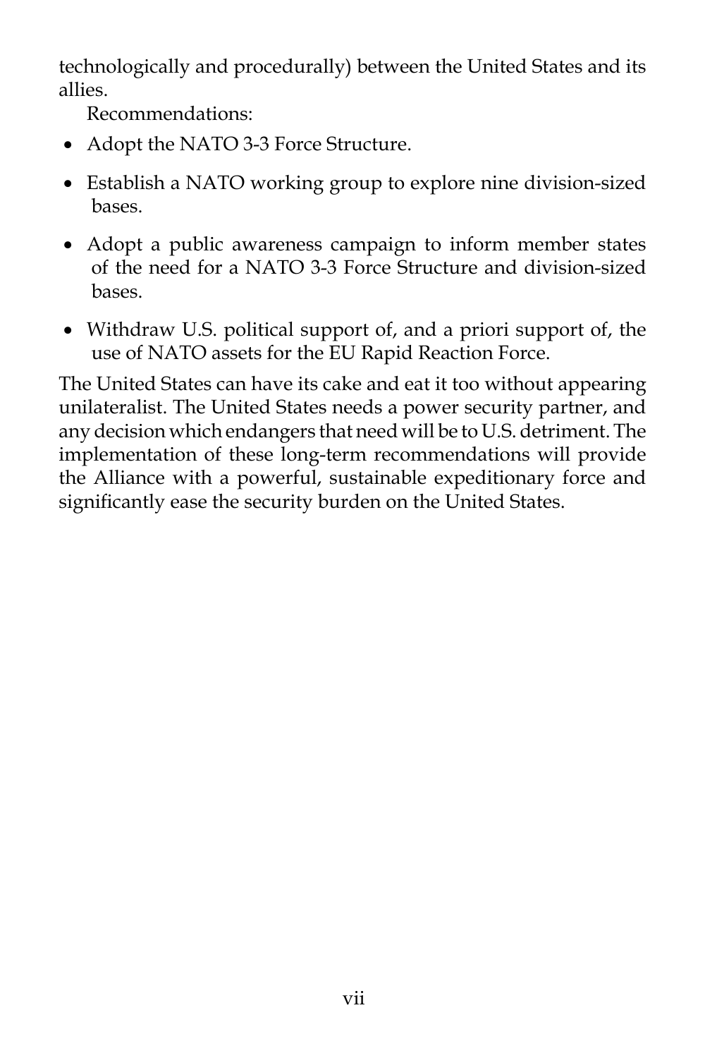technologically and procedurally) between the United States and its allies.

Recommendations:

- Adopt the NATO 3-3 Force Structure.
- Establish a NATO working group to explore nine division-sized bases.
- Adopt a public awareness campaign to inform member states of the need for a NATO 3-3 Force Structure and division-sized bases.
- Withdraw U.S. political support of, and a priori support of, the use of NATO assets for the EU Rapid Reaction Force.

The United States can have its cake and eat it too without appearing unilateralist. The United States needs a power security partner, and any decision which endangers that need will be to U.S. detriment. The implementation of these long-term recommendations will provide the Alliance with a powerful, sustainable expeditionary force and significantly ease the security burden on the United States.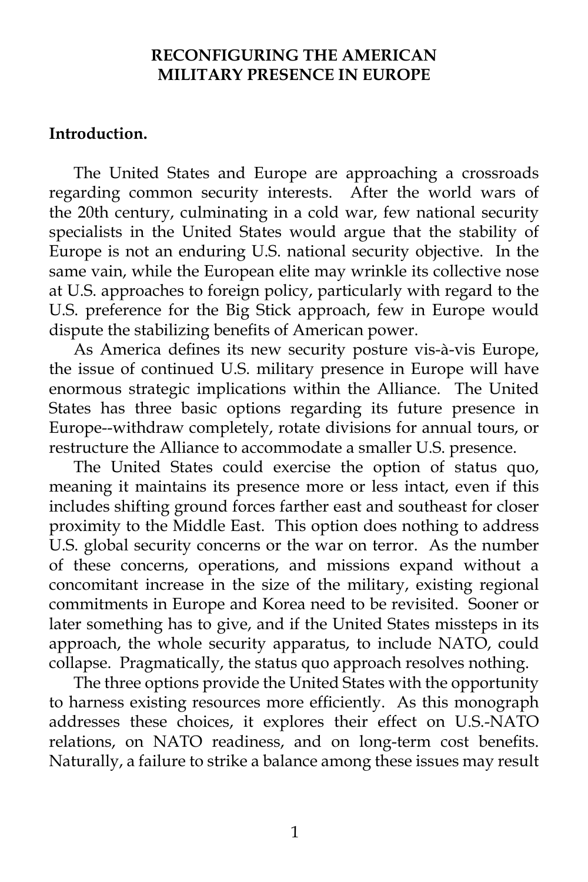# RECONFIGURING THE AMERICAN MILITARY PRESENCE IN EUROPE

**Introduction.**

The United States and Europe are approaching a crossroads regarding common security interests. After the world wars of the 20th century, culminating in a cold war, few national security specialists in the United States would argue that the stability of Europe is not an enduring U.S. national security objective. In the same vain, while the European elite may wrinkle its collective nose at U.S. approaches to foreign policy, particularly with regard to the U.S. preference for the Big Stick approach, few in Europe would dispute the stabilizing benefits of American power.

As America defines its new security posture vis-à-vis Europe, the issue of continued U.S. military presence in Europe will have enormous strategic implications within the Alliance. The United States has three basic options regarding its future presence in Europe--withdraw completely, rotate divisions for annual tours, or restructure the Alliance to accommodate a smaller U.S. presence.

The United States could exercise the option of status quo, meaning it maintains its presence more or less intact, even if this includes shifting ground forces farther east and southeast for closer proximity to the Middle East. This option does nothing to address U.S. global security concerns or the war on terror. As the number of these concerns, operations, and missions expand without a concomitant increase in the size of the military, existing regional commitments in Europe and Korea need to be revisited. Sooner or later something has to give, and if the United States missteps in its approach, the whole security apparatus, to include NATO, could collapse. Pragmatically, the status quo approach resolves nothing.

The three options provide the United States with the opportunity to harness existing resources more efficiently. As this monograph addresses these choices, it explores their effect on U.S.-NATO relations, on NATO readiness, and on long-term cost benefits. Naturally, a failure to strike a balance among these issues may result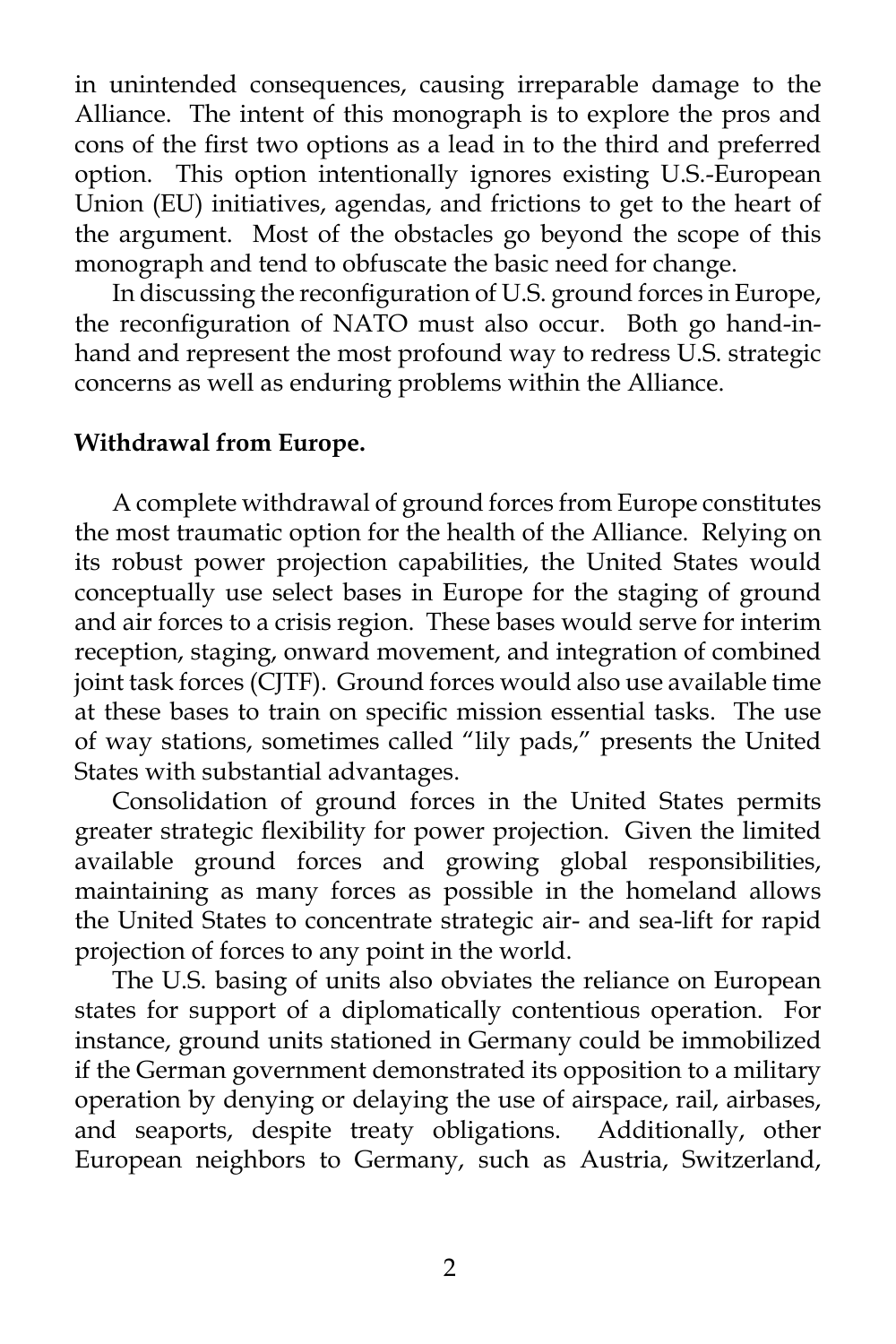in unintended consequences, causing irreparable damage to the Alliance. The intent of this monograph is to explore the pros and cons of the first two options as a lead in to the third and preferred option. This option intentionally ignores existing U.S.-European Union (EU) initiatives, agendas, and frictions to get to the heart of the argument. Most of the obstacles go beyond the scope of this monograph and tend to obfuscate the basic need for change.

In discussing the reconfiguration of U.S. ground forces in Europe, the reconfiguration of NATO must also occur. Both go hand-in-hand and represent the most profound way to redress U.S. strategic concerns as well as enduring problems within the Alliance.

**Withdrawal from Europe.**

A complete withdrawal of ground forces from Europe constitutes the most traumatic option for the health of the Alliance. Relying on its robust power projection capabilities, the United States would conceptually use select bases in Europe for the staging of ground and air forces to a crisis region. These bases would serve for interim reception, staging, onward movement, and integration of combined joint task forces (CJTF). Ground forces would also use available time at these bases to train on specific mission essential tasks. The use of way stations, sometimes called "lily pads," presents the United States with substantial advantages.

Consolidation of ground forces in the United States permits greater strategic flexibility for power projection. Given the limited available ground forces and growing global responsibilities, maintaining as many forces as possible in the homeland allows the United States to concentrate strategic air- and sea-lift for rapid projection of forces to any point in the world.

The U.S. basing of units also obviates the reliance on European states for support of a diplomatically contentious operation. For instance, ground units stationed in Germany could be immobilized if the German government demonstrated its opposition to a military operation by denying or delaying the use of airspace, rail, airbases, and seaports, despite treaty obligations. Additionally, other European neighbors to Germany, such as Austria, Switzerland,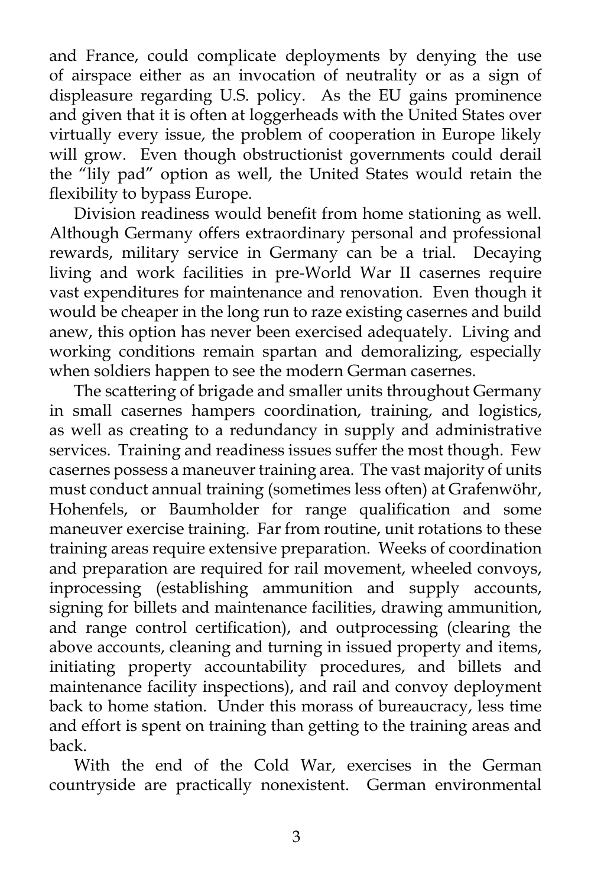and France, could complicate deployments by denying the use of airspace either as an invocation of neutrality or as a sign of displeasure regarding U.S. policy. As the EU gains prominence and given that it is often at loggerheads with the United States over virtually every issue, the problem of cooperation in Europe likely will grow. Even though obstructionist governments could derail the "lily pad" option as well, the United States would retain the flexibility to bypass Europe.

Division readiness would benefit from home stationing as well. Although Germany offers extraordinary personal and professional rewards, military service in Germany can be a trial. Decaying living and work facilities in pre-World War II casernes require vast expenditures for maintenance and renovation. Even though it would be cheaper in the long run to raze existing casernes and build anew, this option has never been exercised adequately. Living and working conditions remain spartan and demoralizing, especially when soldiers happen to see the modern German casernes.

The scattering of brigade and smaller units throughout Germany in small casernes hampers coordination, training, and logistics, as well as creating to a redundancy in supply and administrative services. Training and readiness issues suffer the most though. Few casernes possess a maneuver training area. The vast majority of units must conduct annual training (sometimes less often) at Grafenwöhr, Hohenfels, or Baumholder for range qualification and some maneuver exercise training. Far from routine, unit rotations to these training areas require extensive preparation. Weeks of coordination and preparation are required for rail movement, wheeled convoys, inprocessing (establishing ammunition and supply accounts, signing for billets and maintenance facilities, drawing ammunition, and range control certification), and outprocessing (clearing the above accounts, cleaning and turning in issued property and items, initiating property accountability procedures, and billets and maintenance facility inspections), and rail and convoy deployment back to home station. Under this morass of bureaucracy, less time and effort is spent on training than getting to the training areas and back.

With the end of the Cold War, exercises in the German countryside are practically nonexistent. German environmental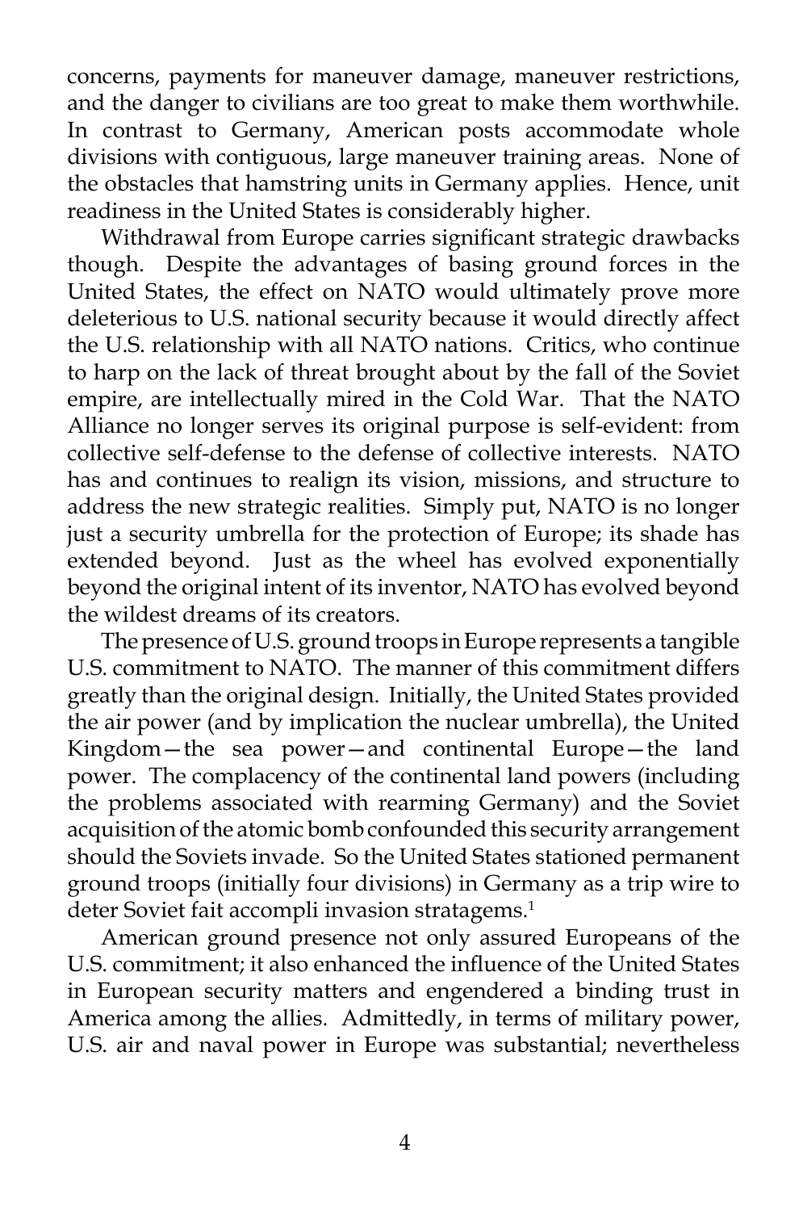concerns, payments for maneuver damage, maneuver restrictions, and the danger to civilians are too great to make them worthwhile. In contrast to Germany, American posts accommodate whole divisions with contiguous, large maneuver training areas. None of the obstacles that hamstring units in Germany applies. Hence, unit readiness in the United States is considerably higher.

Withdrawal from Europe carries significant strategic drawbacks though. Despite the advantages of basing ground forces in the United States, the effect on NATO would ultimately prove more deleterious to U.S. national security because it would directly affect the U.S. relationship with all NATO nations. Critics, who continue to harp on the lack of threat brought about by the fall of the Soviet empire, are intellectually mired in the Cold War. That the NATO Alliance no longer serves its original purpose is self-evident: from collective self-defense to the defense of collective interests. NATO has and continues to realign its vision, missions, and structure to address the new strategic realities. Simply put, NATO is no longer just a security umbrella for the protection of Europe; its shade has extended beyond. Just as the wheel has evolved exponentially beyond the original intent of its inventor, NATO has evolved beyond the wildest dreams of its creators.

The presence of U.S. ground troops in Europe represents a tangible U.S. commitment to NATO. The manner of this commitment differs greatly than the original design. Initially, the United States provided the air power (and by implication the nuclear umbrella), the United Kingdom—the sea power—and continental Europe—the land power. The complacency of the continental land powers (including the problems associated with rearming Germany) and the Soviet acquisition of the atomic bomb confounded this security arrangement should the Soviets invade. So the United States stationed permanent ground troops (initially four divisions) in Germany as a trip wire to deter Soviet fait accompli invasion stratagems.[1]

American ground presence not only assured Europeans of the U.S. commitment; it also enhanced the influence of the United States in European security matters and engendered a binding trust in America among the allies. Admittedly, in terms of military power, U.S. air and naval power in Europe was substantial; nevertheless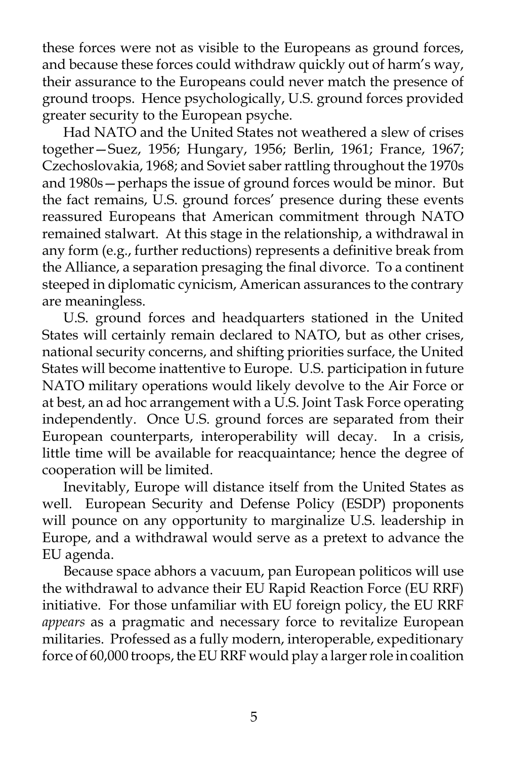these forces were not as visible to the Europeans as ground forces, and because these forces could withdraw quickly out of harm's way, their assurance to the Europeans could never match the presence of ground troops. Hence psychologically, U.S. ground forces provided greater security to the European psyche.

Had NATO and the United States not weathered a slew of crises together—Suez, 1956; Hungary, 1956; Berlin, 1961; France, 1967; Czechoslovakia, 1968; and Soviet saber rattling throughout the 1970s and 1980s—perhaps the issue of ground forces would be minor. But the fact remains, U.S. ground forces' presence during these events reassured Europeans that American commitment through NATO remained stalwart. At this stage in the relationship, a withdrawal in any form (e.g., further reductions) represents a definitive break from the Alliance, a separation presaging the final divorce. To a continent steeped in diplomatic cynicism, American assurances to the contrary are meaningless.

U.S. ground forces and headquarters stationed in the United States will certainly remain declared to NATO, but as other crises, national security concerns, and shifting priorities surface, the United States will become inattentive to Europe. U.S. participation in future NATO military operations would likely devolve to the Air Force or at best, an ad hoc arrangement with a U.S. Joint Task Force operating independently. Once U.S. ground forces are separated from their European counterparts, interoperability will decay. In a crisis, little time will be available for reacquaintance; hence the degree of cooperation will be limited.

Inevitably, Europe will distance itself from the United States as well. European Security and Defense Policy (ESDP) proponents will pounce on any opportunity to marginalize U.S. leadership in Europe, and a withdrawal would serve as a pretext to advance the EU agenda.

Because space abhors a vacuum, pan European politicos will use the withdrawal to advance their EU Rapid Reaction Force (EU RRF) initiative. For those unfamiliar with EU foreign policy, the EU RRF *appears* as a pragmatic and necessary force to revitalize European militaries. Professed as a fully modern, interoperable, expeditionary force of 60,000 troops, the EU RRF would play a larger role in coalition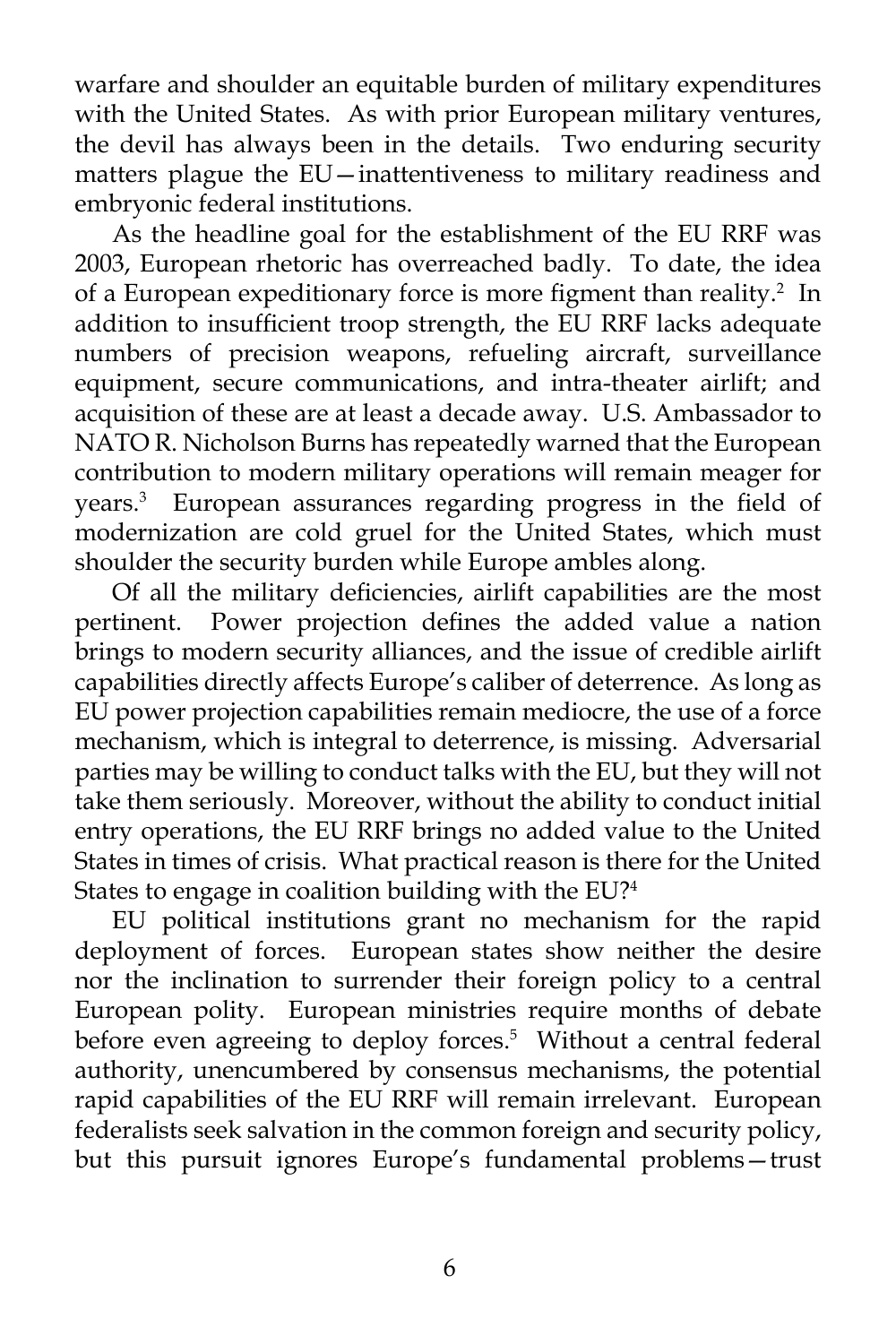warfare and shoulder an equitable burden of military expenditures with the United States. As with prior European military ventures, the devil has always been in the details. Two enduring security matters plague the EU—inattentiveness to military readiness and embryonic federal institutions.

As the headline goal for the establishment of the EU RRF was 2003, European rhetoric has overreached badly. To date, the idea of a European expeditionary force is more figment than reality.[2] In addition to insufficient troop strength, the EU RRF lacks adequate numbers of precision weapons, refueling aircraft, surveillance equipment, secure communications, and intra-theater airlift; and acquisition of these are at least a decade away. U.S. Ambassador to NATO R. Nicholson Burns has repeatedly warned that the European contribution to modern military operations will remain meager for years.[3] European assurances regarding progress in the field of modernization are cold gruel for the United States, which must shoulder the security burden while Europe ambles along.

Of all the military deficiencies, airlift capabilities are the most pertinent. Power projection defines the added value a nation brings to modern security alliances, and the issue of credible airlift capabilities directly affects Europe's caliber of deterrence. As long as EU power projection capabilities remain mediocre, the use of a force mechanism, which is integral to deterrence, is missing. Adversarial parties may be willing to conduct talks with the EU, but they will not take them seriously. Moreover, without the ability to conduct initial entry operations, the EU RRF brings no added value to the United States in times of crisis. What practical reason is there for the United States to engage in coalition building with the EU?[4]

EU political institutions grant no mechanism for the rapid deployment of forces. European states show neither the desire nor the inclination to surrender their foreign policy to a central European polity. European ministries require months of debate before even agreeing to deploy forces.[5] Without a central federal authority, unencumbered by consensus mechanisms, the potential rapid capabilities of the EU RRF will remain irrelevant. European federalists seek salvation in the common foreign and security policy, but this pursuit ignores Europe's fundamental problems—trust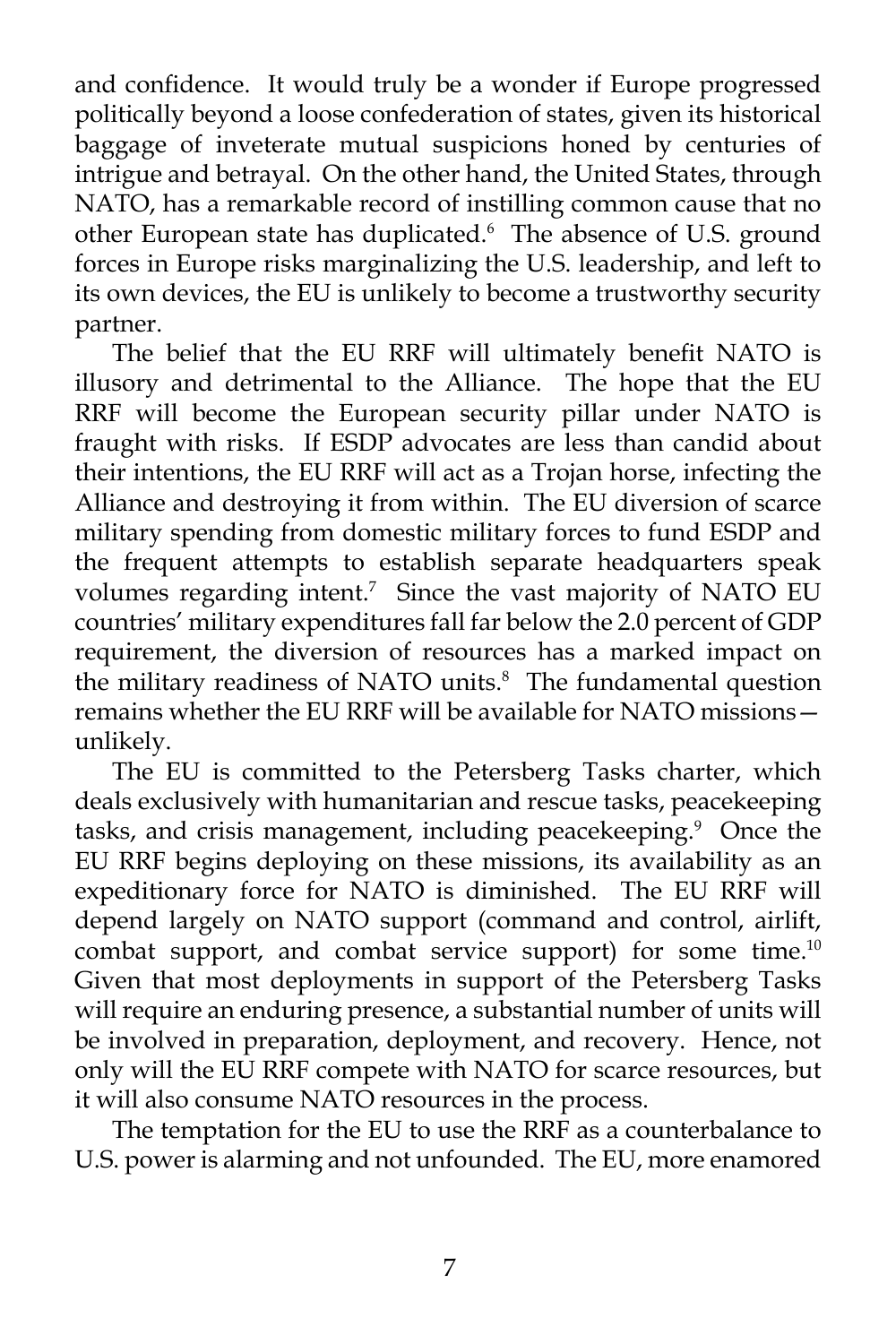and confidence. It would truly be a wonder if Europe progressed politically beyond a loose confederation of states, given its historical baggage of inveterate mutual suspicions honed by centuries of intrigue and betrayal. On the other hand, the United States, through NATO, has a remarkable record of instilling common cause that no other European state has duplicated.[6] The absence of U.S. ground forces in Europe risks marginalizing the U.S. leadership, and left to its own devices, the EU is unlikely to become a trustworthy security partner.

The belief that the EU RRF will ultimately benefit NATO is illusory and detrimental to the Alliance. The hope that the EU RRF will become the European security pillar under NATO is fraught with risks. If ESDP advocates are less than candid about their intentions, the EU RRF will act as a Trojan horse, infecting the Alliance and destroying it from within. The EU diversion of scarce military spending from domestic military forces to fund ESDP and the frequent attempts to establish separate headquarters speak volumes regarding intent.[7] Since the vast majority of NATO EU countries' military expenditures fall far below the 2.0 percent of GDP requirement, the diversion of resources has a marked impact on the military readiness of NATO units.[8] The fundamental question remains whether the EU RRF will be available for NATO missions—unlikely.

The EU is committed to the Petersberg Tasks charter, which deals exclusively with humanitarian and rescue tasks, peacekeeping tasks, and crisis management, including peacekeeping.[9] Once the EU RRF begins deploying on these missions, its availability as an expeditionary force for NATO is diminished. The EU RRF will depend largely on NATO support (command and control, airlift, combat support, and combat service support) for some time.[10] Given that most deployments in support of the Petersberg Tasks will require an enduring presence, a substantial number of units will be involved in preparation, deployment, and recovery. Hence, not only will the EU RRF compete with NATO for scarce resources, but it will also consume NATO resources in the process.

The temptation for the EU to use the RRF as a counterbalance to U.S. power is alarming and not unfounded. The EU, more enamored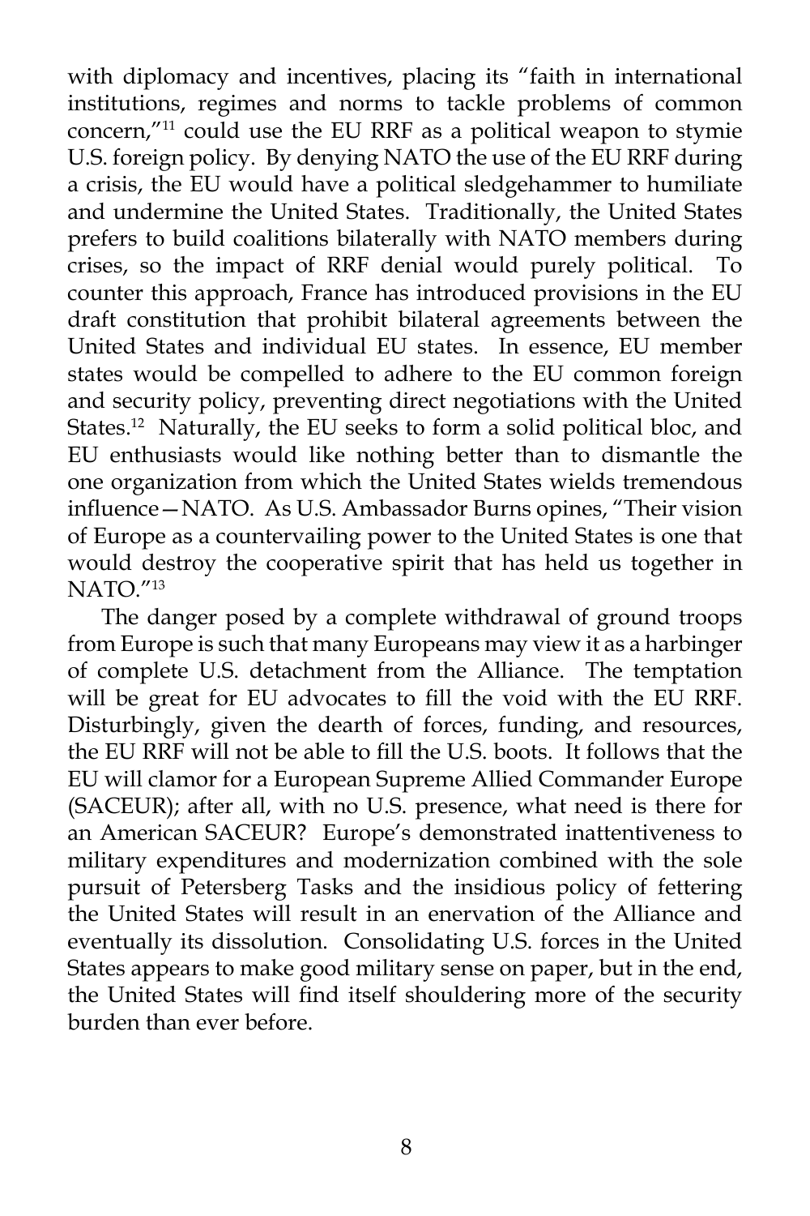with diplomacy and incentives, placing its "faith in international institutions, regimes and norms to tackle problems of common concern,"[11] could use the EU RRF as a political weapon to stymie U.S. foreign policy. By denying NATO the use of the EU RRF during a crisis, the EU would have a political sledgehammer to humiliate and undermine the United States. Traditionally, the United States prefers to build coalitions bilaterally with NATO members during crises, so the impact of RRF denial would purely political. To counter this approach, France has introduced provisions in the EU draft constitution that prohibit bilateral agreements between the United States and individual EU states. In essence, EU member states would be compelled to adhere to the EU common foreign and security policy, preventing direct negotiations with the United States.[12] Naturally, the EU seeks to form a solid political bloc, and EU enthusiasts would like nothing better than to dismantle the one organization from which the United States wields tremendous influence—NATO. As U.S. Ambassador Burns opines, "Their vision of Europe as a countervailing power to the United States is one that would destroy the cooperative spirit that has held us together in NATO."[13]

The danger posed by a complete withdrawal of ground troops from Europe is such that many Europeans may view it as a harbinger of complete U.S. detachment from the Alliance. The temptation will be great for EU advocates to fill the void with the EU RRF. Disturbingly, given the dearth of forces, funding, and resources, the EU RRF will not be able to fill the U.S. boots. It follows that the EU will clamor for a European Supreme Allied Commander Europe (SACEUR); after all, with no U.S. presence, what need is there for an American SACEUR? Europe's demonstrated inattentiveness to military expenditures and modernization combined with the sole pursuit of Petersberg Tasks and the insidious policy of fettering the United States will result in an enervation of the Alliance and eventually its dissolution. Consolidating U.S. forces in the United States appears to make good military sense on paper, but in the end, the United States will find itself shouldering more of the security burden than ever before.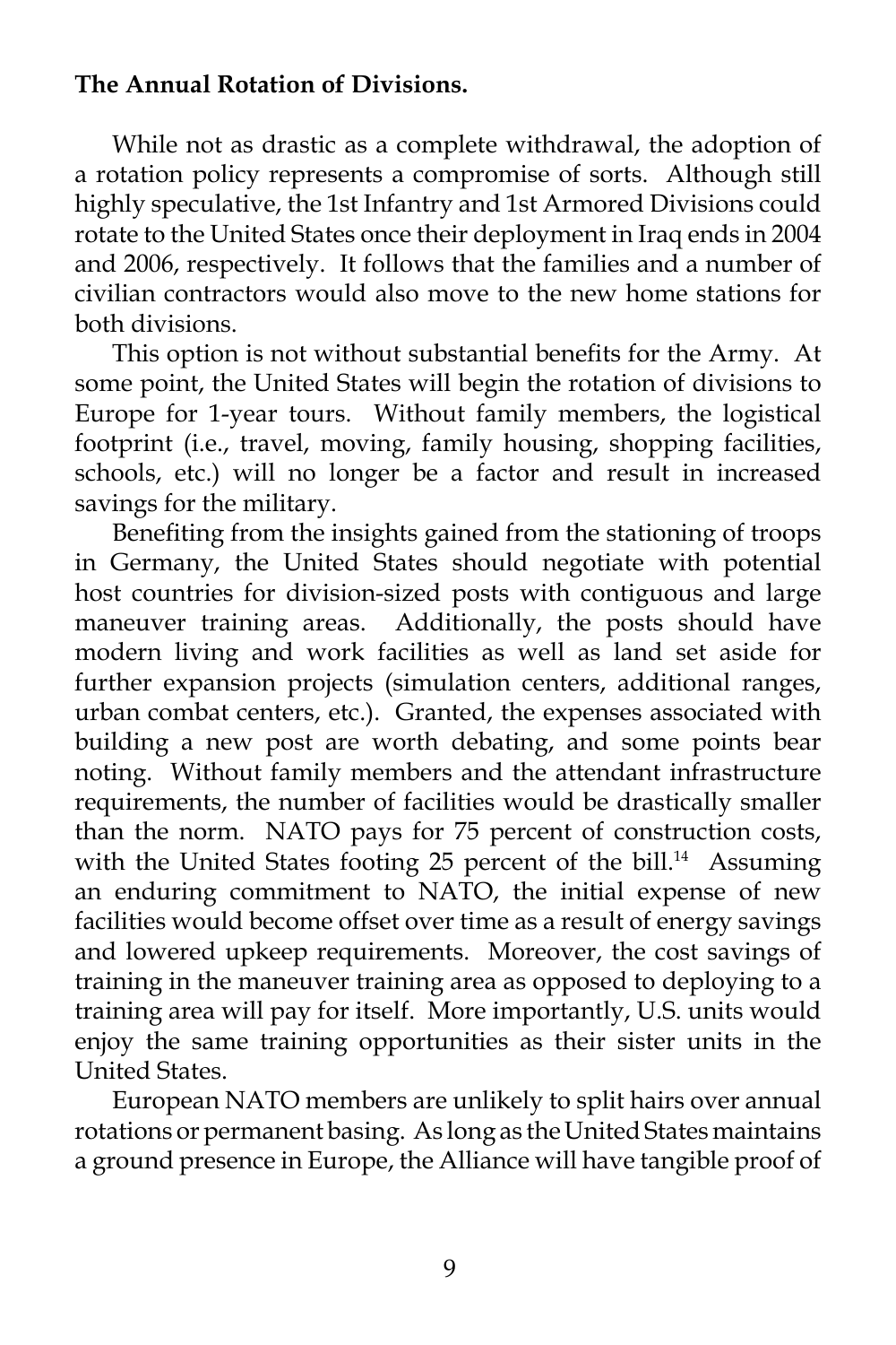**The Annual Rotation of Divisions.**

While not as drastic as a complete withdrawal, the adoption of a rotation policy represents a compromise of sorts. Although still highly speculative, the 1st Infantry and 1st Armored Divisions could rotate to the United States once their deployment in Iraq ends in 2004 and 2006, respectively. It follows that the families and a number of civilian contractors would also move to the new home stations for both divisions.

This option is not without substantial benefits for the Army. At some point, the United States will begin the rotation of divisions to Europe for 1-year tours. Without family members, the logistical footprint (i.e., travel, moving, family housing, shopping facilities, schools, etc.) will no longer be a factor and result in increased savings for the military.

Benefiting from the insights gained from the stationing of troops in Germany, the United States should negotiate with potential host countries for division-sized posts with contiguous and large maneuver training areas. Additionally, the posts should have modern living and work facilities as well as land set aside for further expansion projects (simulation centers, additional ranges, urban combat centers, etc.). Granted, the expenses associated with building a new post are worth debating, and some points bear noting. Without family members and the attendant infrastructure requirements, the number of facilities would be drastically smaller than the norm. NATO pays for 75 percent of construction costs, with the United States footing 25 percent of the bill.[14] Assuming an enduring commitment to NATO, the initial expense of new facilities would become offset over time as a result of energy savings and lowered upkeep requirements. Moreover, the cost savings of training in the maneuver training area as opposed to deploying to a training area will pay for itself. More importantly, U.S. units would enjoy the same training opportunities as their sister units in the United States.

European NATO members are unlikely to split hairs over annual rotations or permanent basing. As long as the United States maintains a ground presence in Europe, the Alliance will have tangible proof of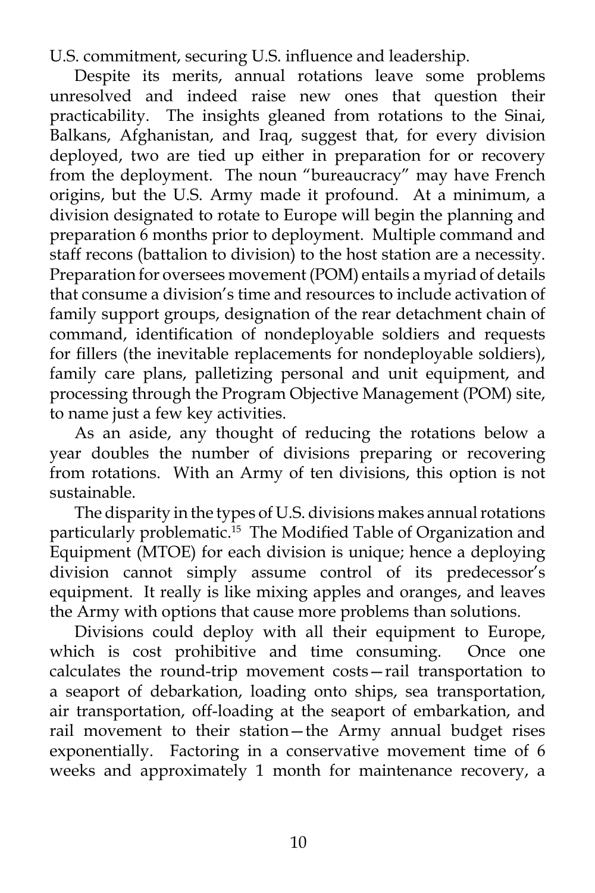U.S. commitment, securing U.S. influence and leadership.

Despite its merits, annual rotations leave some problems unresolved and indeed raise new ones that question their practicability. The insights gleaned from rotations to the Sinai, Balkans, Afghanistan, and Iraq, suggest that, for every division deployed, two are tied up either in preparation for or recovery from the deployment. The noun "bureaucracy" may have French origins, but the U.S. Army made it profound. At a minimum, a division designated to rotate to Europe will begin the planning and preparation 6 months prior to deployment. Multiple command and staff recons (battalion to division) to the host station are a necessity. Preparation for oversees movement (POM) entails a myriad of details that consume a division's time and resources to include activation of family support groups, designation of the rear detachment chain of command, identification of nondeployable soldiers and requests for fillers (the inevitable replacements for nondeployable soldiers), family care plans, palletizing personal and unit equipment, and processing through the Program Objective Management (POM) site, to name just a few key activities.

As an aside, any thought of reducing the rotations below a year doubles the number of divisions preparing or recovering from rotations. With an Army of ten divisions, this option is not sustainable.

The disparity in the types of U.S. divisions makes annual rotations particularly problematic.[15] The Modified Table of Organization and Equipment (MTOE) for each division is unique; hence a deploying division cannot simply assume control of its predecessor's equipment. It really is like mixing apples and oranges, and leaves the Army with options that cause more problems than solutions.

Divisions could deploy with all their equipment to Europe, which is cost prohibitive and time consuming. Once one calculates the round-trip movement costs—rail transportation to a seaport of debarkation, loading onto ships, sea transportation, air transportation, off-loading at the seaport of embarkation, and rail movement to their station—the Army annual budget rises exponentially. Factoring in a conservative movement time of 6 weeks and approximately 1 month for maintenance recovery, a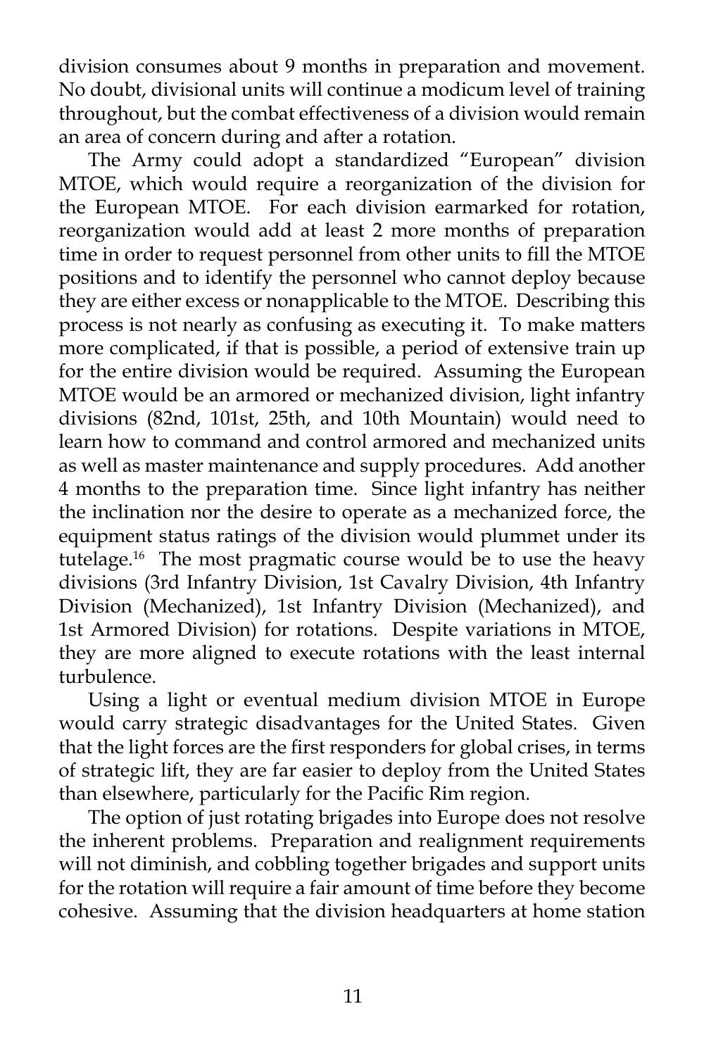division consumes about 9 months in preparation and movement. No doubt, divisional units will continue a modicum level of training throughout, but the combat effectiveness of a division would remain an area of concern during and after a rotation.

The Army could adopt a standardized "European" division MTOE, which would require a reorganization of the division for the European MTOE. For each division earmarked for rotation, reorganization would add at least 2 more months of preparation time in order to request personnel from other units to fill the MTOE positions and to identify the personnel who cannot deploy because they are either excess or nonapplicable to the MTOE. Describing this process is not nearly as confusing as executing it. To make matters more complicated, if that is possible, a period of extensive train up for the entire division would be required. Assuming the European MTOE would be an armored or mechanized division, light infantry divisions (82nd, 101st, 25th, and 10th Mountain) would need to learn how to command and control armored and mechanized units as well as master maintenance and supply procedures. Add another 4 months to the preparation time. Since light infantry has neither the inclination nor the desire to operate as a mechanized force, the equipment status ratings of the division would plummet under its tutelage.[16] The most pragmatic course would be to use the heavy divisions (3rd Infantry Division, 1st Cavalry Division, 4th Infantry Division (Mechanized), 1st Infantry Division (Mechanized), and 1st Armored Division) for rotations. Despite variations in MTOE, they are more aligned to execute rotations with the least internal turbulence.

Using a light or eventual medium division MTOE in Europe would carry strategic disadvantages for the United States. Given that the light forces are the first responders for global crises, in terms of strategic lift, they are far easier to deploy from the United States than elsewhere, particularly for the Pacific Rim region.

The option of just rotating brigades into Europe does not resolve the inherent problems. Preparation and realignment requirements will not diminish, and cobbling together brigades and support units for the rotation will require a fair amount of time before they become cohesive. Assuming that the division headquarters at home station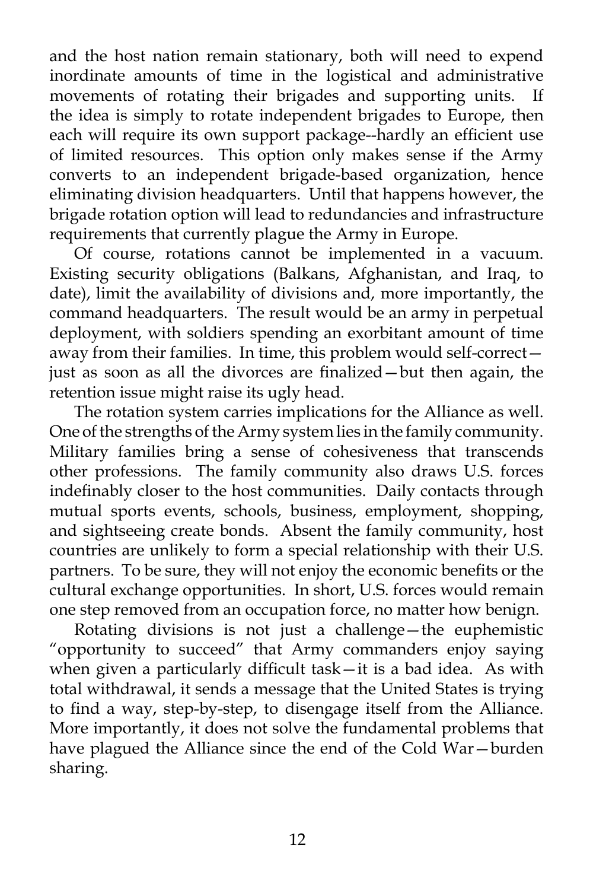and the host nation remain stationary, both will need to expend inordinate amounts of time in the logistical and administrative movements of rotating their brigades and supporting units. If the idea is simply to rotate independent brigades to Europe, then each will require its own support package--hardly an efficient use of limited resources. This option only makes sense if the Army converts to an independent brigade-based organization, hence eliminating division headquarters. Until that happens however, the brigade rotation option will lead to redundancies and infrastructure requirements that currently plague the Army in Europe.

Of course, rotations cannot be implemented in a vacuum. Existing security obligations (Balkans, Afghanistan, and Iraq, to date), limit the availability of divisions and, more importantly, the command headquarters. The result would be an army in perpetual deployment, with soldiers spending an exorbitant amount of time away from their families. In time, this problem would self-correct—just as soon as all the divorces are finalized—but then again, the retention issue might raise its ugly head.

The rotation system carries implications for the Alliance as well. One of the strengths of the Army system lies in the family community. Military families bring a sense of cohesiveness that transcends other professions. The family community also draws U.S. forces indefinably closer to the host communities. Daily contacts through mutual sports events, schools, business, employment, shopping, and sightseeing create bonds. Absent the family community, host countries are unlikely to form a special relationship with their U.S. partners. To be sure, they will not enjoy the economic benefits or the cultural exchange opportunities. In short, U.S. forces would remain one step removed from an occupation force, no matter how benign.

Rotating divisions is not just a challenge—the euphemistic "opportunity to succeed" that Army commanders enjoy saying when given a particularly difficult task—it is a bad idea. As with total withdrawal, it sends a message that the United States is trying to find a way, step-by-step, to disengage itself from the Alliance. More importantly, it does not solve the fundamental problems that have plagued the Alliance since the end of the Cold War—burden sharing.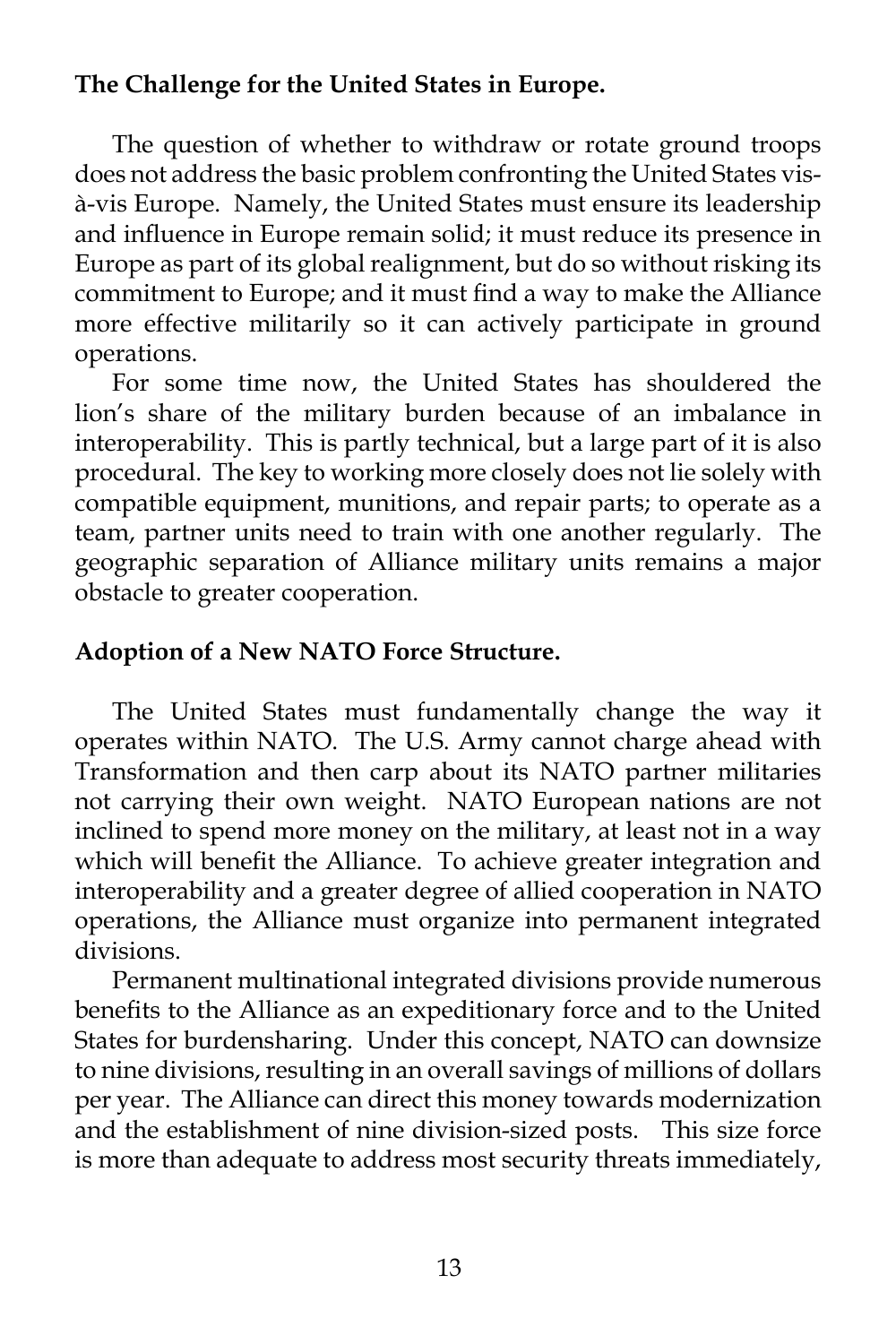**The Challenge for the United States in Europe.**

The question of whether to withdraw or rotate ground troops does not address the basic problem confronting the United States vis-à-vis Europe. Namely, the United States must ensure its leadership and influence in Europe remain solid; it must reduce its presence in Europe as part of its global realignment, but do so without risking its commitment to Europe; and it must find a way to make the Alliance more effective militarily so it can actively participate in ground operations.

For some time now, the United States has shouldered the lion's share of the military burden because of an imbalance in interoperability. This is partly technical, but a large part of it is also procedural. The key to working more closely does not lie solely with compatible equipment, munitions, and repair parts; to operate as a team, partner units need to train with one another regularly. The geographic separation of Alliance military units remains a major obstacle to greater cooperation.

**Adoption of a New NATO Force Structure.**

The United States must fundamentally change the way it operates within NATO. The U.S. Army cannot charge ahead with Transformation and then carp about its NATO partner militaries not carrying their own weight. NATO European nations are not inclined to spend more money on the military, at least not in a way which will benefit the Alliance. To achieve greater integration and interoperability and a greater degree of allied cooperation in NATO operations, the Alliance must organize into permanent integrated divisions.

Permanent multinational integrated divisions provide numerous benefits to the Alliance as an expeditionary force and to the United States for burdensharing. Under this concept, NATO can downsize to nine divisions, resulting in an overall savings of millions of dollars per year. The Alliance can direct this money towards modernization and the establishment of nine division-sized posts. This size force is more than adequate to address most security threats immediately,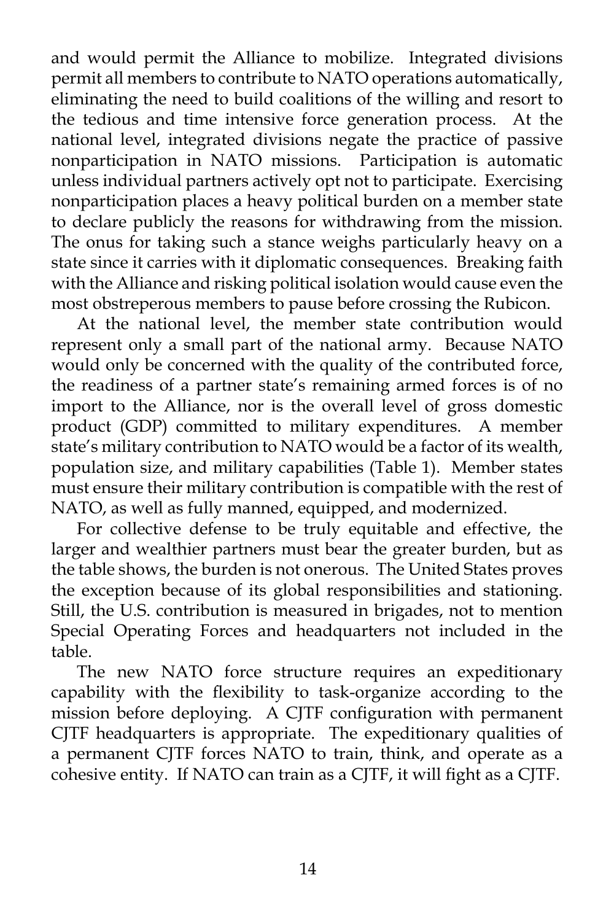and would permit the Alliance to mobilize. Integrated divisions permit all members to contribute to NATO operations automatically, eliminating the need to build coalitions of the willing and resort to the tedious and time intensive force generation process. At the national level, integrated divisions negate the practice of passive nonparticipation in NATO missions. Participation is automatic unless individual partners actively opt not to participate. Exercising nonparticipation places a heavy political burden on a member state to declare publicly the reasons for withdrawing from the mission. The onus for taking such a stance weighs particularly heavy on a state since it carries with it diplomatic consequences. Breaking faith with the Alliance and risking political isolation would cause even the most obstreperous members to pause before crossing the Rubicon.

At the national level, the member state contribution would represent only a small part of the national army. Because NATO would only be concerned with the quality of the contributed force, the readiness of a partner state's remaining armed forces is of no import to the Alliance, nor is the overall level of gross domestic product (GDP) committed to military expenditures. A member state's military contribution to NATO would be a factor of its wealth, population size, and military capabilities (Table 1). Member states must ensure their military contribution is compatible with the rest of NATO, as well as fully manned, equipped, and modernized.

For collective defense to be truly equitable and effective, the larger and wealthier partners must bear the greater burden, but as the table shows, the burden is not onerous. The United States proves the exception because of its global responsibilities and stationing. Still, the U.S. contribution is measured in brigades, not to mention Special Operating Forces and headquarters not included in the table.

The new NATO force structure requires an expeditionary capability with the flexibility to task-organize according to the mission before deploying. A CJTF configuration with permanent CJTF headquarters is appropriate. The expeditionary qualities of a permanent CJTF forces NATO to train, think, and operate as a cohesive entity. If NATO can train as a CJTF, it will fight as a CJTF.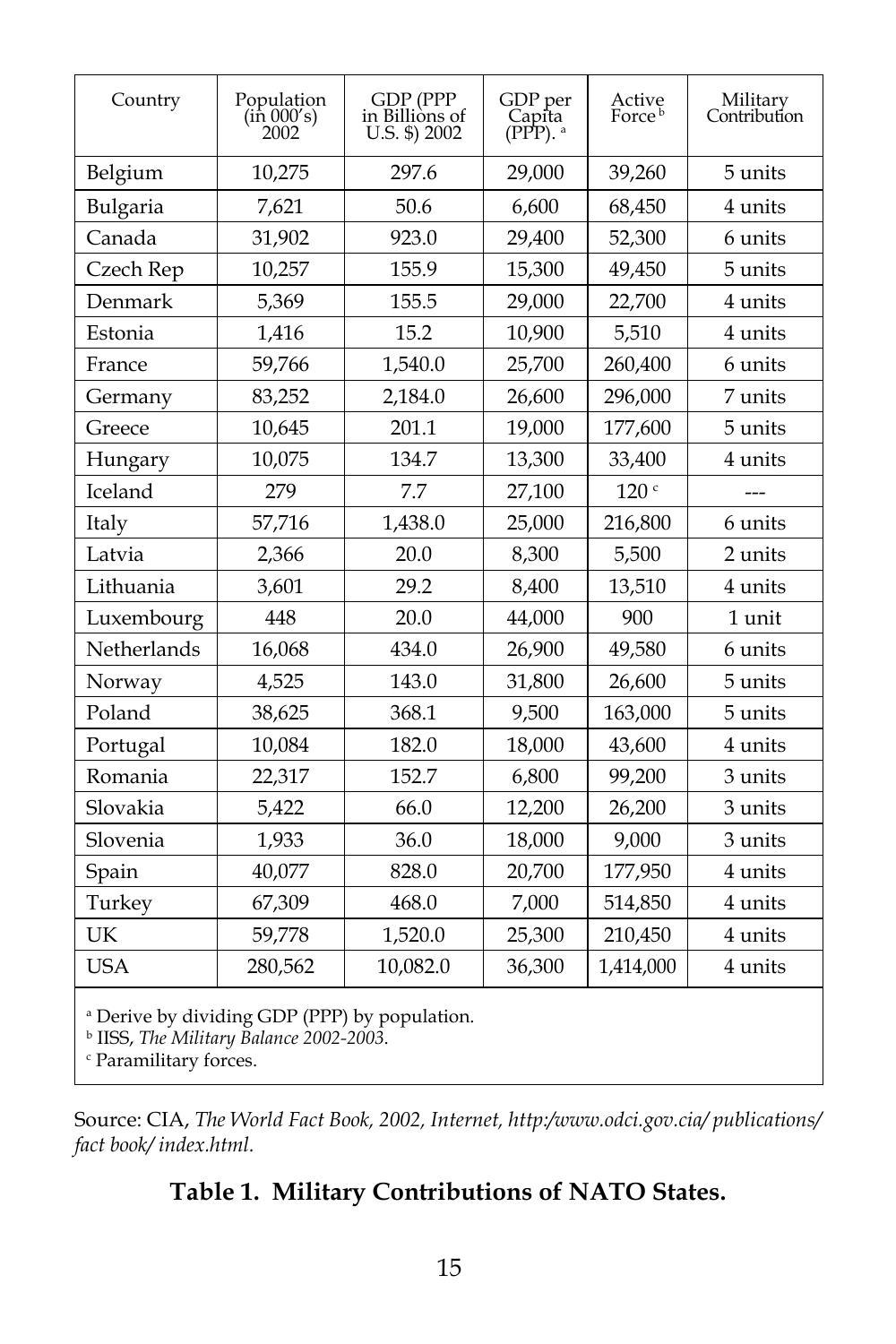| Country | Population (in 000's) 2002 | GDP (PPP in Billions of U.S. $) 2002 | GDP per Capita (PPP).[a] | Active Force[b] | Military Contribution |
|---|---|---|---|---|---|
| Belgium | 10,275 | 297.6 | 29,000 | 39,260 | 5 units |
| Bulgaria | 7,621 | 50.6 | 6,600 | 68,450 | 4 units |
| Canada | 31,902 | 923.0 | 29,400 | 52,300 | 6 units |
| Czech Rep | 10,257 | 155.9 | 15,300 | 49,450 | 5 units |
| Denmark | 5,369 | 155.5 | 29,000 | 22,700 | 4 units |
| Estonia | 1,416 | 15.2 | 10,900 | 5,510 | 4 units |
| France | 59,766 | 1,540.0 | 25,700 | 260,400 | 6 units |
| Germany | 83,252 | 2,184.0 | 26,600 | 296,000 | 7 units |
| Greece | 10,645 | 201.1 | 19,000 | 177,600 | 5 units |
| Hungary | 10,075 | 134.7 | 13,300 | 33,400 | 4 units |
| Iceland | 279 | 7.7 | 27,100 | 120[c] | --- |
| Italy | 57,716 | 1,438.0 | 25,000 | 216,800 | 6 units |
| Latvia | 2,366 | 20.0 | 8,300 | 5,500 | 2 units |
| Lithuania | 3,601 | 29.2 | 8,400 | 13,510 | 4 units |
| Luxembourg | 448 | 20.0 | 44,000 | 900 | 1 unit |
| Netherlands | 16,068 | 434.0 | 26,900 | 49,580 | 6 units |
| Norway | 4,525 | 143.0 | 31,800 | 26,600 | 5 units |
| Poland | 38,625 | 368.1 | 9,500 | 163,000 | 5 units |
| Portugal | 10,084 | 182.0 | 18,000 | 43,600 | 4 units |
| Romania | 22,317 | 152.7 | 6,800 | 99,200 | 3 units |
| Slovakia | 5,422 | 66.0 | 12,200 | 26,200 | 3 units |
| Slovenia | 1,933 | 36.0 | 18,000 | 9,000 | 3 units |
| Spain | 40,077 | 828.0 | 20,700 | 177,950 | 4 units |
| Turkey | 67,309 | 468.0 | 7,000 | 514,850 | 4 units |
| UK | 59,778 | 1,520.0 | 25,300 | 210,450 | 4 units |
| USA | 280,562 | 10,082.0 | 36,300 | 1,414,000 | 4 units |

[a] Derive by dividing GDP (PPP) by population.
[b] IISS, *The Military Balance 2002-2003.*
[c] Paramilitary forces.

Source: CIA, *The World Fact Book, 2002, Internet, http:/www.odci.gov.cia/ publications/ fact book/ index.html.*

**Table 1. Military Contributions of NATO States.**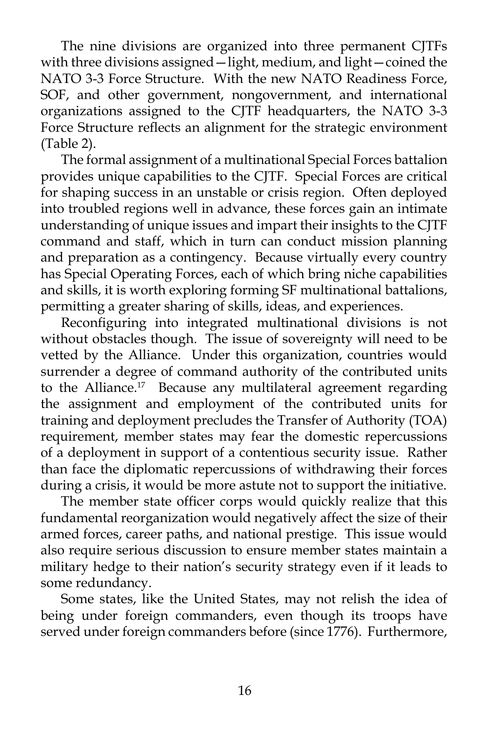The nine divisions are organized into three permanent CJTFs with three divisions assigned—light, medium, and light—coined the NATO 3-3 Force Structure. With the new NATO Readiness Force, SOF, and other government, nongovernment, and international organizations assigned to the CJTF headquarters, the NATO 3-3 Force Structure reflects an alignment for the strategic environment (Table 2).

The formal assignment of a multinational Special Forces battalion provides unique capabilities to the CJTF. Special Forces are critical for shaping success in an unstable or crisis region. Often deployed into troubled regions well in advance, these forces gain an intimate understanding of unique issues and impart their insights to the CJTF command and staff, which in turn can conduct mission planning and preparation as a contingency. Because virtually every country has Special Operating Forces, each of which bring niche capabilities and skills, it is worth exploring forming SF multinational battalions, permitting a greater sharing of skills, ideas, and experiences.

Reconfiguring into integrated multinational divisions is not without obstacles though. The issue of sovereignty will need to be vetted by the Alliance. Under this organization, countries would surrender a degree of command authority of the contributed units to the Alliance.[17] Because any multilateral agreement regarding the assignment and employment of the contributed units for training and deployment precludes the Transfer of Authority (TOA) requirement, member states may fear the domestic repercussions of a deployment in support of a contentious security issue. Rather than face the diplomatic repercussions of withdrawing their forces during a crisis, it would be more astute not to support the initiative.

The member state officer corps would quickly realize that this fundamental reorganization would negatively affect the size of their armed forces, career paths, and national prestige. This issue would also require serious discussion to ensure member states maintain a military hedge to their nation's security strategy even if it leads to some redundancy.

Some states, like the United States, may not relish the idea of being under foreign commanders, even though its troops have served under foreign commanders before (since 1776). Furthermore,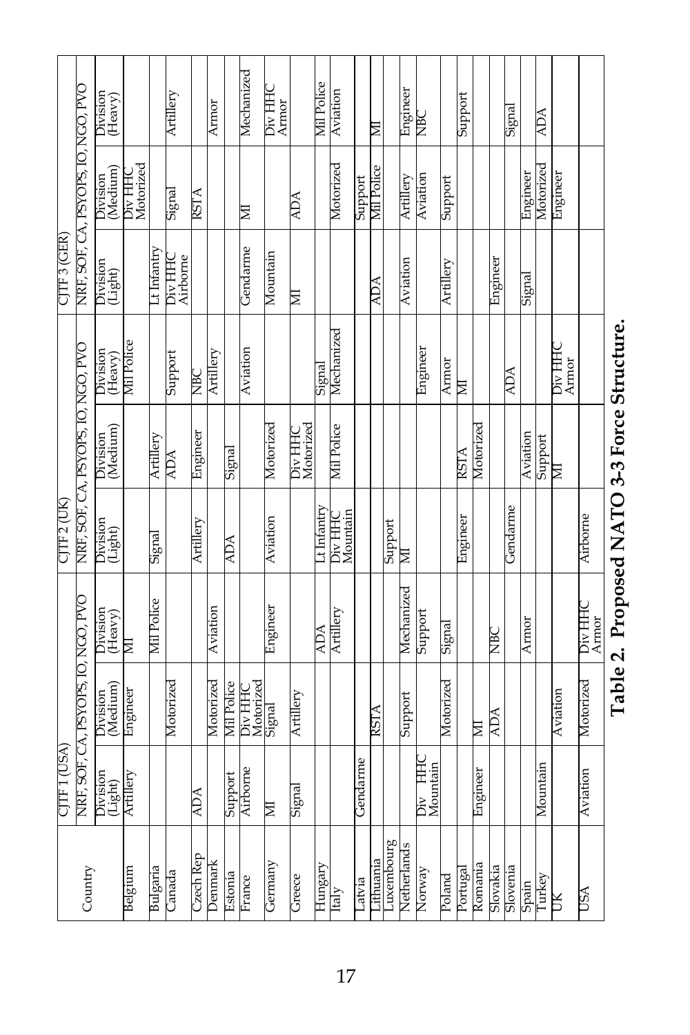| Country | CJTF 1 (USA) | | | CJTF 2 (UK) | | | CJTF 3 (GER) | | |
|---|---|---|---|---|---|---|---|---|---|
| | NRF, SOF, CA, PSYOPS, IO, NGO, PVO | | | NRF, SOF, CA, PSYOPS, IO, NGO, PVO | | | NRF, SOF, CA, PSYOPS, IO, NGO, PVO | | |
| | Division (Light) | Division (Medium) | Division (Heavy) | Division (Light) | Division (Medium) | Division (Heavy) | Division (Light) | Division (Medium) | Division (Heavy) |
| Belgium | Artillery | Engineer | MI | | | Mil Police | | Div HHC Motorized | |
| Bulgaria | | | Mil Police | Signal | Artillery | | Lt Infantry | | |
| Canada | | Motorized | | | ADA | Support | Div HHC Airborne | Signal | Artillery |
| Czech Rep | ADA | | | Artillery | Engineer | NBC | | RSTA | |
| Denmark | | Motorized | Aviation | | | Artillery | | | Armor |
| Estonia | Support | Mil Police | | ADA | Signal | | | | |
| France | Airborne | Div HHC Motorized | | | | Aviation | Gendarme | MI | Mechanized |
| Germany | MI | Signal | Engineer | Aviation | Motorized | | Mountain | | Div HHC Armor |
| Greece | Signal | Artillery | | | Div HHC Motorized | | MI | ADA | |
| Hungary | | | ADA | Lt Infantry | | Signal | | | Mil Police |
| Italy | | | Artillery | Div HHC Mountain | Mil Police | Mechanized | | Motorized | Aviation |
| Latvia | Gendarme | | | | | | | Support | |
| Lithuania | | RSTA | | | | | ADA | Mil Police | MI |
| Luxembourg | | | | Support | | | | | |
| Netherlands | | Support | Mechanized | MI | | | Aviation | Artillery | Engineer |
| Norway | Div HHC Mountain | | Support | | | Engineer | | Aviation | NBC |
| Poland | | Motorized | Signal | | | Armor | Artillery | Support | Support |
| Portugal | | | | Engineer | RSTA | MI | | | |
| Romania | Engineer | MI | | | Motorized | | | | |
| Slovakia | | ADA | NBC | | | | Engineer | | |
| Slovenia | | | | Gendarme | | ADA | | | Signal |
| Spain | | | Armor | | Aviation | | Signal | Engineer | |
| Turkey | Mountain | | | | Support | | | Motorized | ADA |
| UK | | Aviation | | | MI | Div HHC Armor | | Engineer | |
| USA | Aviation | Motorized | Div HHC Armor | Airborne | | | | | |

**Table 2. Proposed NATO 3-3 Force Structure.**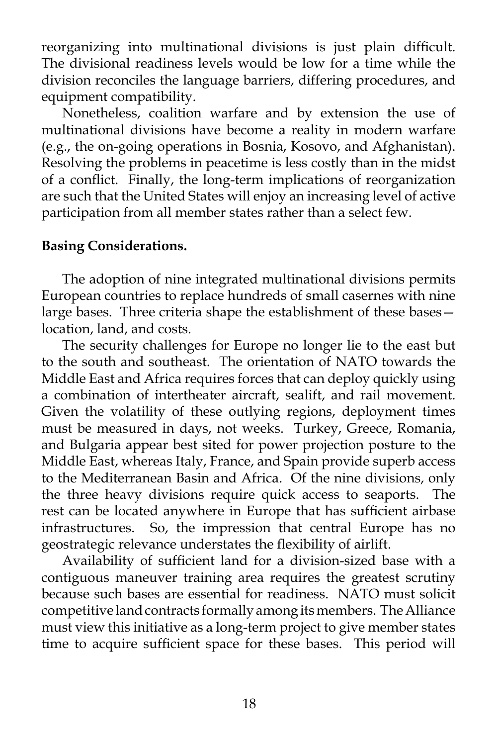reorganizing into multinational divisions is just plain difficult. The divisional readiness levels would be low for a time while the division reconciles the language barriers, differing procedures, and equipment compatibility.

Nonetheless, coalition warfare and by extension the use of multinational divisions have become a reality in modern warfare (e.g., the on-going operations in Bosnia, Kosovo, and Afghanistan). Resolving the problems in peacetime is less costly than in the midst of a conflict. Finally, the long-term implications of reorganization are such that the United States will enjoy an increasing level of active participation from all member states rather than a select few.

**Basing Considerations.**

The adoption of nine integrated multinational divisions permits European countries to replace hundreds of small casernes with nine large bases. Three criteria shape the establishment of these bases—location, land, and costs.

The security challenges for Europe no longer lie to the east but to the south and southeast. The orientation of NATO towards the Middle East and Africa requires forces that can deploy quickly using a combination of intertheater aircraft, sealift, and rail movement. Given the volatility of these outlying regions, deployment times must be measured in days, not weeks. Turkey, Greece, Romania, and Bulgaria appear best sited for power projection posture to the Middle East, whereas Italy, France, and Spain provide superb access to the Mediterranean Basin and Africa. Of the nine divisions, only the three heavy divisions require quick access to seaports. The rest can be located anywhere in Europe that has sufficient airbase infrastructures. So, the impression that central Europe has no geostrategic relevance understates the flexibility of airlift.

Availability of sufficient land for a division-sized base with a contiguous maneuver training area requires the greatest scrutiny because such bases are essential for readiness. NATO must solicit competitive land contracts formally among its members. The Alliance must view this initiative as a long-term project to give member states time to acquire sufficient space for these bases. This period will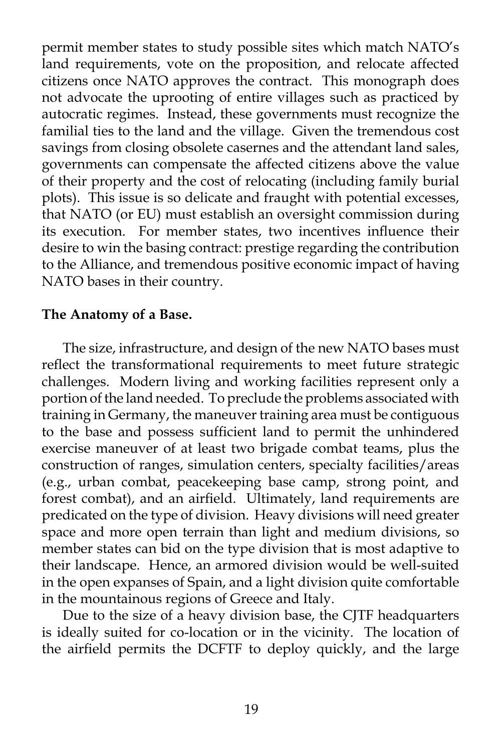permit member states to study possible sites which match NATO's land requirements, vote on the proposition, and relocate affected citizens once NATO approves the contract. This monograph does not advocate the uprooting of entire villages such as practiced by autocratic regimes. Instead, these governments must recognize the familial ties to the land and the village. Given the tremendous cost savings from closing obsolete casernes and the attendant land sales, governments can compensate the affected citizens above the value of their property and the cost of relocating (including family burial plots). This issue is so delicate and fraught with potential excesses, that NATO (or EU) must establish an oversight commission during its execution. For member states, two incentives influence their desire to win the basing contract: prestige regarding the contribution to the Alliance, and tremendous positive economic impact of having NATO bases in their country.

**The Anatomy of a Base.**

The size, infrastructure, and design of the new NATO bases must reflect the transformational requirements to meet future strategic challenges. Modern living and working facilities represent only a portion of the land needed. To preclude the problems associated with training in Germany, the maneuver training area must be contiguous to the base and possess sufficient land to permit the unhindered exercise maneuver of at least two brigade combat teams, plus the construction of ranges, simulation centers, specialty facilities/areas (e.g., urban combat, peacekeeping base camp, strong point, and forest combat), and an airfield. Ultimately, land requirements are predicated on the type of division. Heavy divisions will need greater space and more open terrain than light and medium divisions, so member states can bid on the type division that is most adaptive to their landscape. Hence, an armored division would be well-suited in the open expanses of Spain, and a light division quite comfortable in the mountainous regions of Greece and Italy.

Due to the size of a heavy division base, the CJTF headquarters is ideally suited for co-location or in the vicinity. The location of the airfield permits the DCFTF to deploy quickly, and the large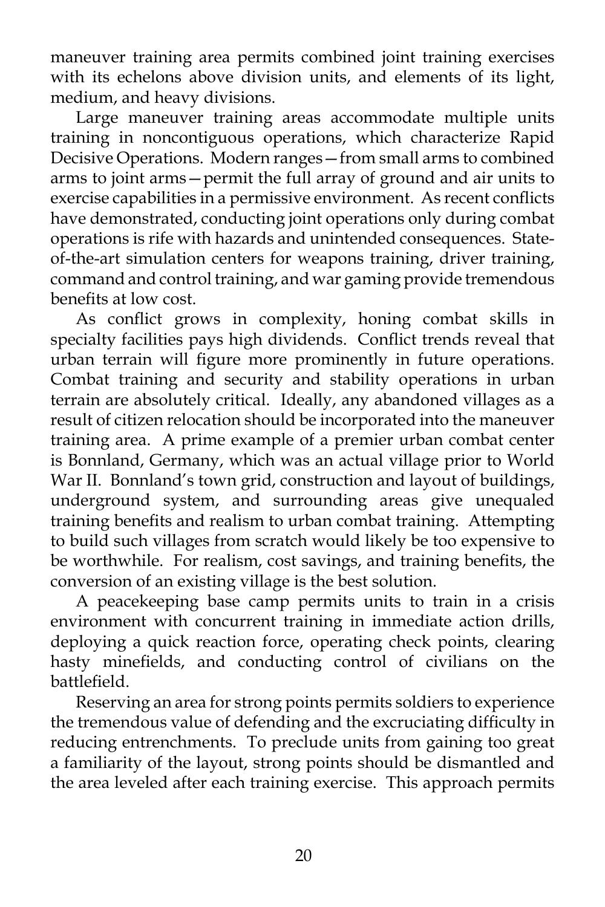maneuver training area permits combined joint training exercises with its echelons above division units, and elements of its light, medium, and heavy divisions.

Large maneuver training areas accommodate multiple units training in noncontiguous operations, which characterize Rapid Decisive Operations. Modern ranges—from small arms to combined arms to joint arms—permit the full array of ground and air units to exercise capabilities in a permissive environment. As recent conflicts have demonstrated, conducting joint operations only during combat operations is rife with hazards and unintended consequences. State-of-the-art simulation centers for weapons training, driver training, command and control training, and war gaming provide tremendous benefits at low cost.

As conflict grows in complexity, honing combat skills in specialty facilities pays high dividends. Conflict trends reveal that urban terrain will figure more prominently in future operations. Combat training and security and stability operations in urban terrain are absolutely critical. Ideally, any abandoned villages as a result of citizen relocation should be incorporated into the maneuver training area. A prime example of a premier urban combat center is Bonnland, Germany, which was an actual village prior to World War II. Bonnland's town grid, construction and layout of buildings, underground system, and surrounding areas give unequaled training benefits and realism to urban combat training. Attempting to build such villages from scratch would likely be too expensive to be worthwhile. For realism, cost savings, and training benefits, the conversion of an existing village is the best solution.

A peacekeeping base camp permits units to train in a crisis environment with concurrent training in immediate action drills, deploying a quick reaction force, operating check points, clearing hasty minefields, and conducting control of civilians on the battlefield.

Reserving an area for strong points permits soldiers to experience the tremendous value of defending and the excruciating difficulty in reducing entrenchments. To preclude units from gaining too great a familiarity of the layout, strong points should be dismantled and the area leveled after each training exercise. This approach permits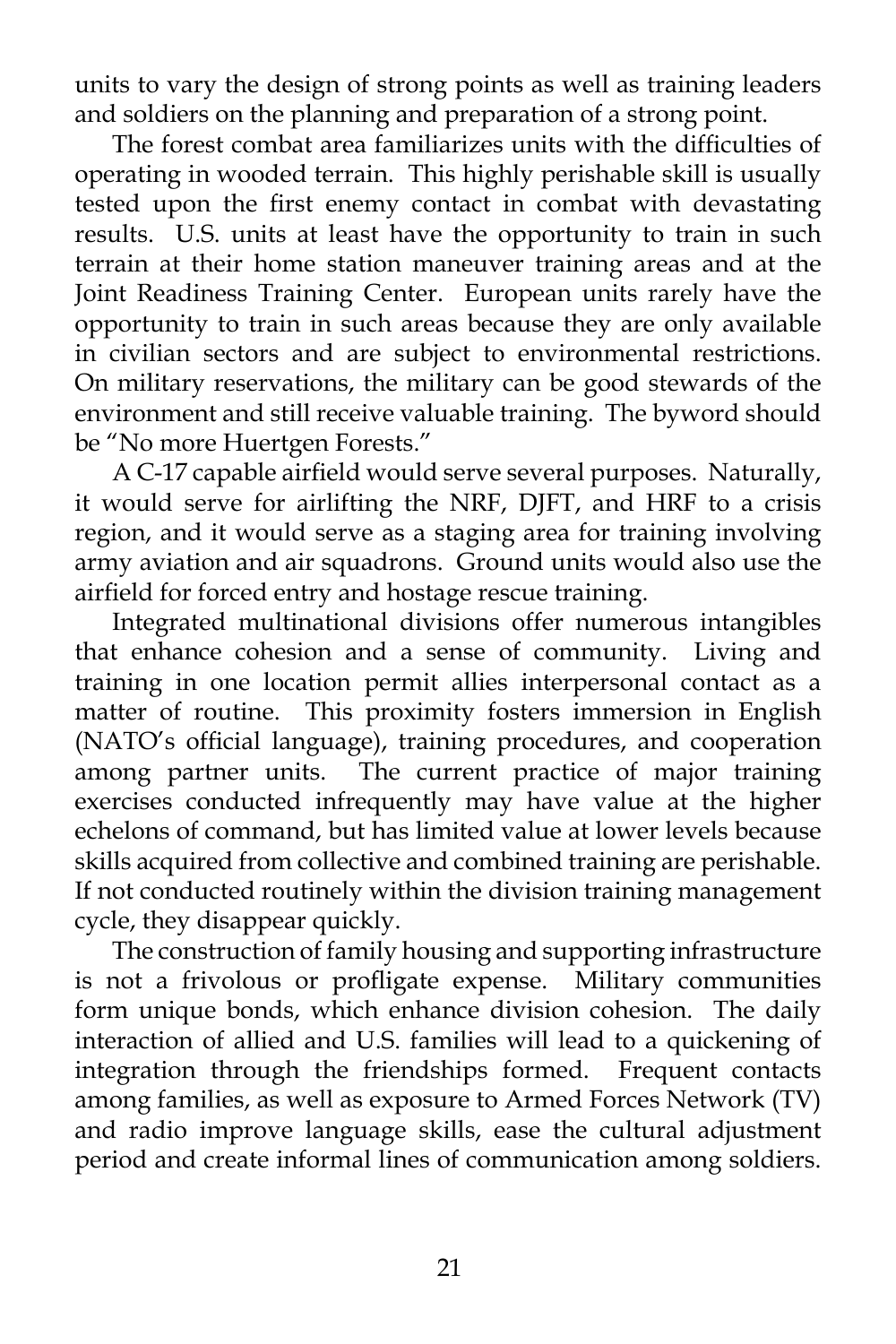units to vary the design of strong points as well as training leaders and soldiers on the planning and preparation of a strong point.

The forest combat area familiarizes units with the difficulties of operating in wooded terrain. This highly perishable skill is usually tested upon the first enemy contact in combat with devastating results. U.S. units at least have the opportunity to train in such terrain at their home station maneuver training areas and at the Joint Readiness Training Center. European units rarely have the opportunity to train in such areas because they are only available in civilian sectors and are subject to environmental restrictions. On military reservations, the military can be good stewards of the environment and still receive valuable training. The byword should be "No more Huertgen Forests."

A C-17 capable airfield would serve several purposes. Naturally, it would serve for airlifting the NRF, DJFT, and HRF to a crisis region, and it would serve as a staging area for training involving army aviation and air squadrons. Ground units would also use the airfield for forced entry and hostage rescue training.

Integrated multinational divisions offer numerous intangibles that enhance cohesion and a sense of community. Living and training in one location permit allies interpersonal contact as a matter of routine. This proximity fosters immersion in English (NATO's official language), training procedures, and cooperation among partner units. The current practice of major training exercises conducted infrequently may have value at the higher echelons of command, but has limited value at lower levels because skills acquired from collective and combined training are perishable. If not conducted routinely within the division training management cycle, they disappear quickly.

The construction of family housing and supporting infrastructure is not a frivolous or profligate expense. Military communities form unique bonds, which enhance division cohesion. The daily interaction of allied and U.S. families will lead to a quickening of integration through the friendships formed. Frequent contacts among families, as well as exposure to Armed Forces Network (TV) and radio improve language skills, ease the cultural adjustment period and create informal lines of communication among soldiers.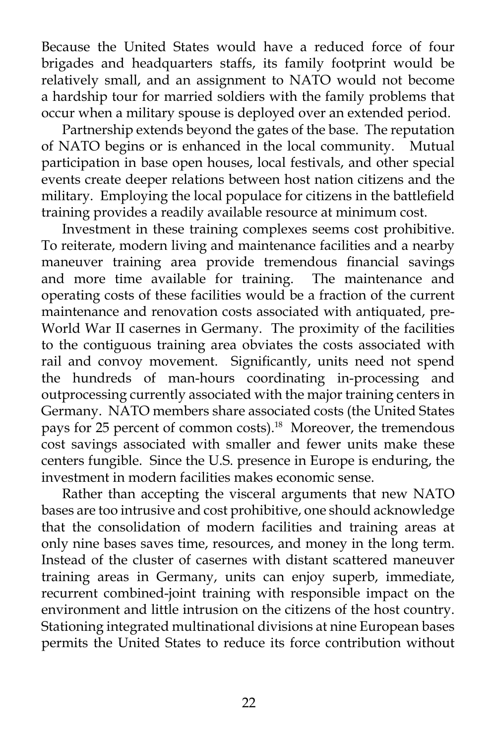Because the United States would have a reduced force of four brigades and headquarters staffs, its family footprint would be relatively small, and an assignment to NATO would not become a hardship tour for married soldiers with the family problems that occur when a military spouse is deployed over an extended period.

Partnership extends beyond the gates of the base. The reputation of NATO begins or is enhanced in the local community. Mutual participation in base open houses, local festivals, and other special events create deeper relations between host nation citizens and the military. Employing the local populace for citizens in the battlefield training provides a readily available resource at minimum cost.

Investment in these training complexes seems cost prohibitive. To reiterate, modern living and maintenance facilities and a nearby maneuver training area provide tremendous financial savings and more time available for training. The maintenance and operating costs of these facilities would be a fraction of the current maintenance and renovation costs associated with antiquated, pre-World War II casernes in Germany. The proximity of the facilities to the contiguous training area obviates the costs associated with rail and convoy movement. Significantly, units need not spend the hundreds of man-hours coordinating in-processing and outprocessing currently associated with the major training centers in Germany. NATO members share associated costs (the United States pays for 25 percent of common costs).[18] Moreover, the tremendous cost savings associated with smaller and fewer units make these centers fungible. Since the U.S. presence in Europe is enduring, the investment in modern facilities makes economic sense.

Rather than accepting the visceral arguments that new NATO bases are too intrusive and cost prohibitive, one should acknowledge that the consolidation of modern facilities and training areas at only nine bases saves time, resources, and money in the long term. Instead of the cluster of casernes with distant scattered maneuver training areas in Germany, units can enjoy superb, immediate, recurrent combined-joint training with responsible impact on the environment and little intrusion on the citizens of the host country. Stationing integrated multinational divisions at nine European bases permits the United States to reduce its force contribution without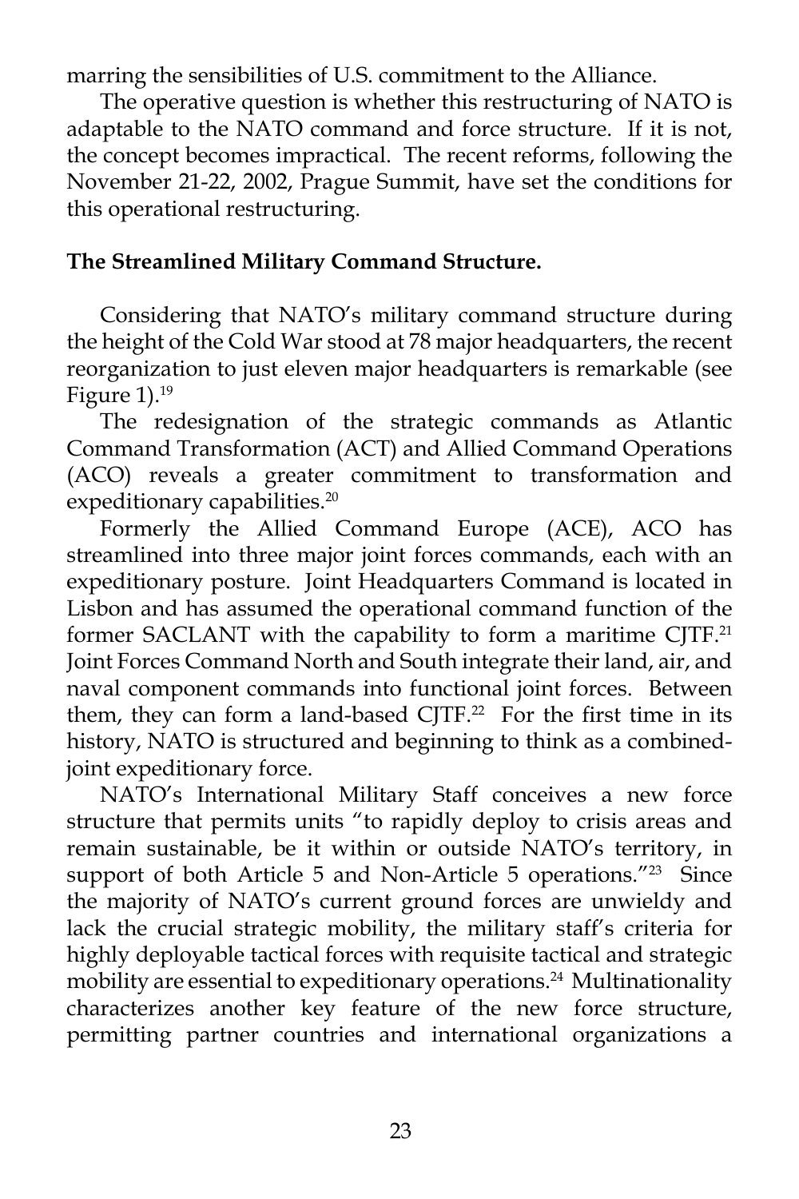marring the sensibilities of U.S. commitment to the Alliance.

The operative question is whether this restructuring of NATO is adaptable to the NATO command and force structure. If it is not, the concept becomes impractical. The recent reforms, following the November 21-22, 2002, Prague Summit, have set the conditions for this operational restructuring.

**The Streamlined Military Command Structure.**

Considering that NATO's military command structure during the height of the Cold War stood at 78 major headquarters, the recent reorganization to just eleven major headquarters is remarkable (see Figure 1).[19]

The redesignation of the strategic commands as Atlantic Command Transformation (ACT) and Allied Command Operations (ACO) reveals a greater commitment to transformation and expeditionary capabilities.[20]

Formerly the Allied Command Europe (ACE), ACO has streamlined into three major joint forces commands, each with an expeditionary posture. Joint Headquarters Command is located in Lisbon and has assumed the operational command function of the former SACLANT with the capability to form a maritime CJTF.[21] Joint Forces Command North and South integrate their land, air, and naval component commands into functional joint forces. Between them, they can form a land-based CJTF.[22] For the first time in its history, NATO is structured and beginning to think as a combined-joint expeditionary force.

NATO's International Military Staff conceives a new force structure that permits units "to rapidly deploy to crisis areas and remain sustainable, be it within or outside NATO's territory, in support of both Article 5 and Non-Article 5 operations."[23] Since the majority of NATO's current ground forces are unwieldy and lack the crucial strategic mobility, the military staff's criteria for highly deployable tactical forces with requisite tactical and strategic mobility are essential to expeditionary operations.[24] Multinationality characterizes another key feature of the new force structure, permitting partner countries and international organizations a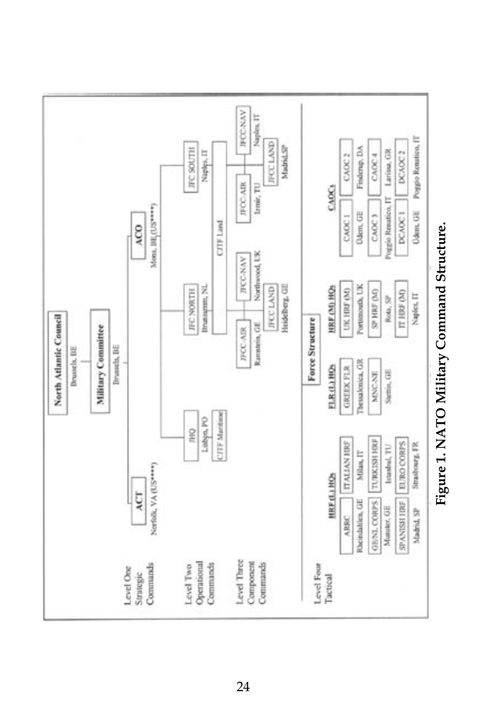**North Atlantic Council**
Brussels, BE

**Military Committee**
Brussels, BE

**Level One Strategic Commands**

- **ACT** – Norfolk, VA (US****)
- **ACO** – Mons, BE (US****)

**Level Two Operational Commands**

- JHQ – Lisbon, PO
  - CJTF Maritime
- JFC NORTH – Brunssum, NL
- JFC SOUTH – Naples, IT
- CJTF Land

**Level Three Component Commands**

- JFCC-AIR – Ramstein, GE
- JFCC-NAV – Northwood, UK
- JFCC LAND – Heidelberg, GE
- JFCC-AIR – Izmir, TU
- JFCC-NAV – Naples, IT
- JFCC LAND – Madrid, SP

**Level Four Tactical**

**Force Structure**

HRF (L) HQs

- ARRC – Rheindahlen, GE
- ITALIAN HRF – Milan, IT
- GE/NL CORPS – Munster, GE
- TURKISH HRF – Istanbul, TU
- SPANISH HRF – Madrid, SP
- EURO CORPS – Strasbourg, FR

FLR (L) HQs

- GREEK FLR – Thessalonica, GR
- MNC-NE – Stettin, GE

HRF (M) HQs

- UK HRF (M) – Portsmouth, UK
- SP HRF (M) – Rota, SP
- IT HRF (M) – Naples, IT

CAOCs

- CAOC 1 – Üdem, GE
- CAOC 2 – Finderup, DA
- CAOC 3 – Poggio Renatico, IT
- CAOC 4 – Larissa, GR
- DCAOC 1 – Üdem, GE
- DCAOC 2 – Poggio Renatico, IT

**Figure 1. NATO Military Command Structure.**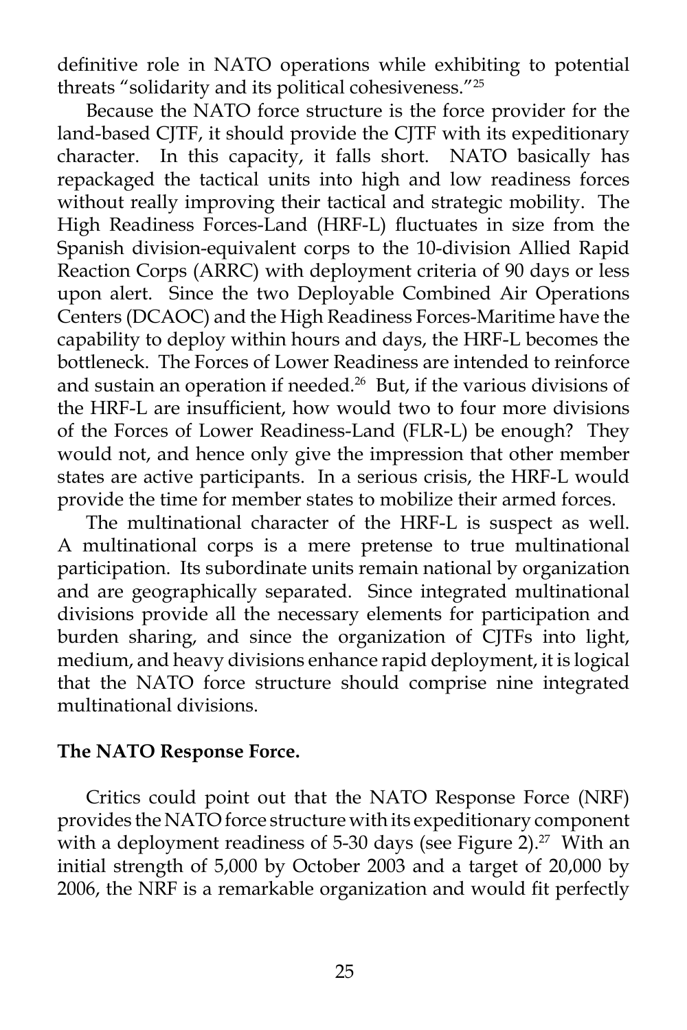definitive role in NATO operations while exhibiting to potential threats "solidarity and its political cohesiveness."[25]

Because the NATO force structure is the force provider for the land-based CJTF, it should provide the CJTF with its expeditionary character. In this capacity, it falls short. NATO basically has repackaged the tactical units into high and low readiness forces without really improving their tactical and strategic mobility. The High Readiness Forces-Land (HRF-L) fluctuates in size from the Spanish division-equivalent corps to the 10-division Allied Rapid Reaction Corps (ARRC) with deployment criteria of 90 days or less upon alert. Since the two Deployable Combined Air Operations Centers (DCAOC) and the High Readiness Forces-Maritime have the capability to deploy within hours and days, the HRF-L becomes the bottleneck. The Forces of Lower Readiness are intended to reinforce and sustain an operation if needed.[26] But, if the various divisions of the HRF-L are insufficient, how would two to four more divisions of the Forces of Lower Readiness-Land (FLR-L) be enough? They would not, and hence only give the impression that other member states are active participants. In a serious crisis, the HRF-L would provide the time for member states to mobilize their armed forces.

The multinational character of the HRF-L is suspect as well. A multinational corps is a mere pretense to true multinational participation. Its subordinate units remain national by organization and are geographically separated. Since integrated multinational divisions provide all the necessary elements for participation and burden sharing, and since the organization of CJTFs into light, medium, and heavy divisions enhance rapid deployment, it is logical that the NATO force structure should comprise nine integrated multinational divisions.

**The NATO Response Force.**

Critics could point out that the NATO Response Force (NRF) provides the NATO force structure with its expeditionary component with a deployment readiness of 5-30 days (see Figure 2).[27] With an initial strength of 5,000 by October 2003 and a target of 20,000 by 2006, the NRF is a remarkable organization and would fit perfectly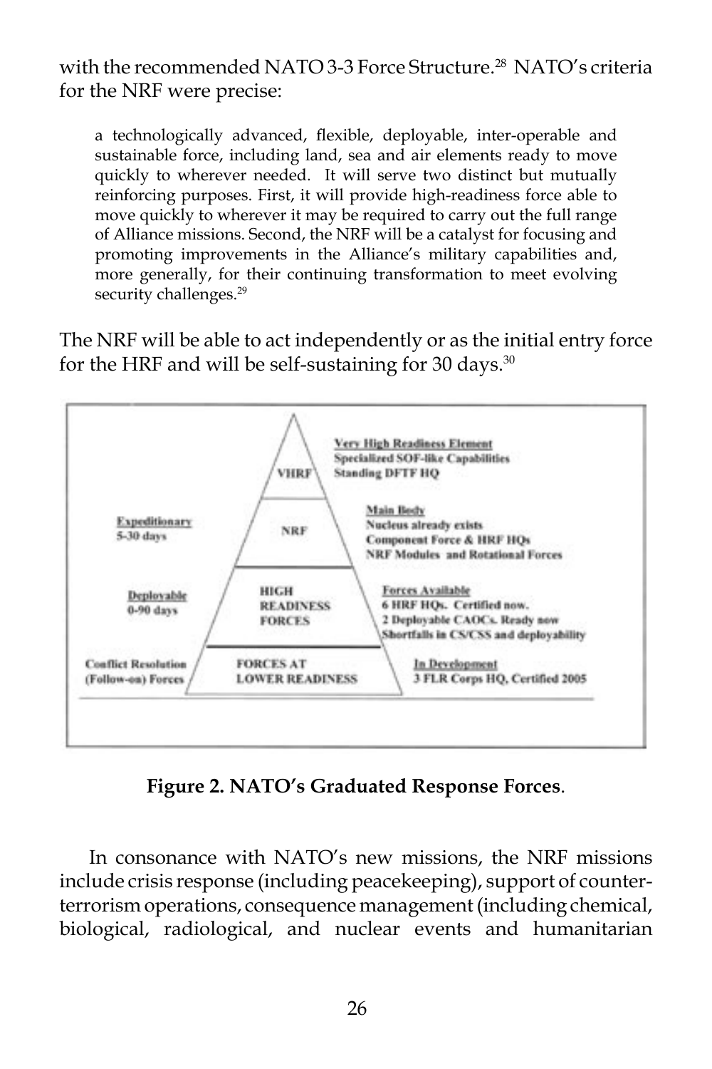with the recommended NATO 3-3 Force Structure.[28] NATO's criteria for the NRF were precise:

> a technologically advanced, flexible, deployable, inter-operable and sustainable force, including land, sea and air elements ready to move quickly to wherever needed. It will serve two distinct but mutually reinforcing purposes. First, it will provide high-readiness force able to move quickly to wherever it may be required to carry out the full range of Alliance missions. Second, the NRF will be a catalyst for focusing and promoting improvements in the Alliance's military capabilities and, more generally, for their continuing transformation to meet evolving security challenges.[29]

The NRF will be able to act independently or as the initial entry force for the HRF and will be self-sustaining for 30 days.[30]

| | | |
|---|---|---|
| | VHRF | **Very High Readiness Element**<br>Specialized SOF-like Capabilities<br>Standing DFTF HQ |
| **Expeditionary**<br>5-30 days | NRF | **Main Body**<br>Nucleus already exists<br>Component Force & HRF HQs<br>NRF Modules and Rotational Forces |
| **Deployable**<br>0-90 days | HIGH READINESS FORCES | **Forces Available**<br>6 HRF HQs. Certified now.<br>2 Deployable CAOCs. Ready now<br>Shortfalls in CS/CSS and deployability |
| **Conflict Resolution (Follow-on) Forces** | FORCES AT LOWER READINESS | **In Development**<br>3 FLR Corps HQ, Certified 2005 |

**Figure 2. NATO's Graduated Response Forces**.

In consonance with NATO's new missions, the NRF missions include crisis response (including peacekeeping), support of counter-terrorism operations, consequence management (including chemical, biological, radiological, and nuclear events and humanitarian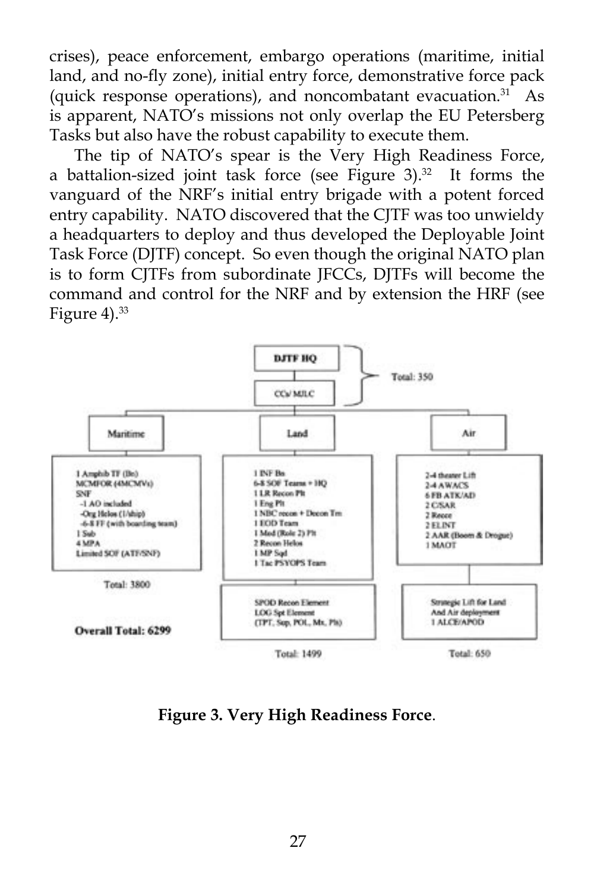crises), peace enforcement, embargo operations (maritime, initial land, and no-fly zone), initial entry force, demonstrative force pack (quick response operations), and noncombatant evacuation.[31] As is apparent, NATO's missions not only overlap the EU Petersberg Tasks but also have the robust capability to execute them.

The tip of NATO's spear is the Very High Readiness Force, a battalion-sized joint task force (see Figure 3).[32] It forms the vanguard of the NRF's initial entry brigade with a potent forced entry capability. NATO discovered that the CJTF was too unwieldy a headquarters to deploy and thus developed the Deployable Joint Task Force (DJTF) concept. So even though the original NATO plan is to form CJTFs from subordinate JFCCs, DJTFs will become the command and control for the NRF and by extension the HRF (see Figure 4).[33]

DJTF HQ
CCs/ MJLC
Total: 350

| Maritime | Land | Air |
|---|---|---|
| 1 Amphib TF (Bn)<br>MCMFOR (4MCMVs)<br>SNF<br>-1 AO included<br>-Org Helos (1/ship)<br>-6-8 FF (with boarding team)<br>1 Sub<br>4 MPA<br>Limited SOF (ATF/SNF) | 1 INF Bn<br>6-8 SOF Teams + HQ<br>1 LR Recon Plt<br>1 Eng Plt<br>1 NBC recon + Decon Tm<br>1 EOD Team<br>1 Med (Role 2) Plt<br>2 Recon Helos<br>1 MP Sqd<br>1 Tac PSYOPS Team | 2-4 theater Lift<br>2-4 AWACS<br>6 FB ATK/AD<br>2 C/SAR<br>2 Recce<br>2 ELINT<br>2 AAR (Boom & Drogue)<br>1 MAOT |
| Total: 3800 | SPOD Recon Element<br>LOG Spt Element<br>(TPT, Sup, POL, Mx, Plt) | Strategic Lift for Land And Air deployment<br>1 ALCE/APOD |
| | Total: 1499 | Total: 650 |

**Overall Total: 6299**

**Figure 3. Very High Readiness Force**.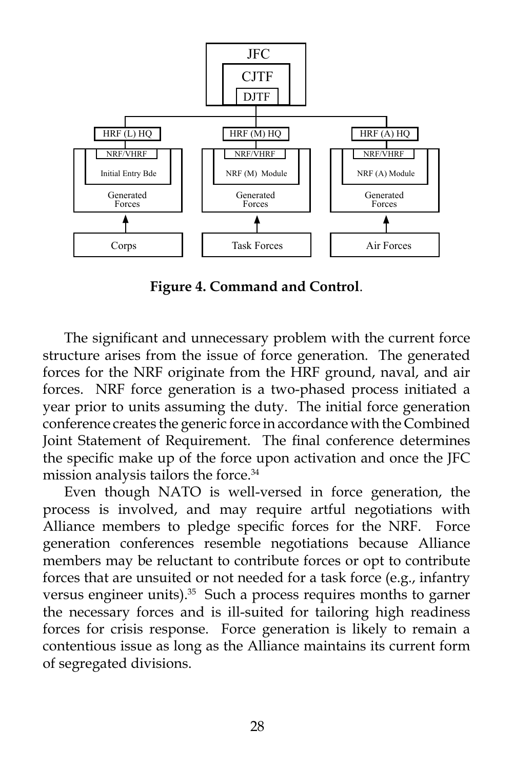JFC

CJTF

DJTF

| HRF (L) HQ | HRF (M) HQ | HRF (A) HQ |
| --- | --- | --- |
| NRF/VHRF | NRF/VHRF | NRF/VHRF |
| Initial Entry Bde | NRF (M) Module | NRF (A) Module |
| Generated Forces | Generated Forces | Generated Forces |
| ↑ | ↑ | ↑ |
| Corps | Task Forces | Air Forces |

**Figure 4. Command and Control**.

The significant and unnecessary problem with the current force structure arises from the issue of force generation. The generated forces for the NRF originate from the HRF ground, naval, and air forces. NRF force generation is a two-phased process initiated a year prior to units assuming the duty. The initial force generation conference creates the generic force in accordance with the Combined Joint Statement of Requirement. The final conference determines the specific make up of the force upon activation and once the JFC mission analysis tailors the force.[34]

Even though NATO is well-versed in force generation, the process is involved, and may require artful negotiations with Alliance members to pledge specific forces for the NRF. Force generation conferences resemble negotiations because Alliance members may be reluctant to contribute forces or opt to contribute forces that are unsuited or not needed for a task force (e.g., infantry versus engineer units).[35] Such a process requires months to garner the necessary forces and is ill-suited for tailoring high readiness forces for crisis response. Force generation is likely to remain a contentious issue as long as the Alliance maintains its current form of segregated divisions.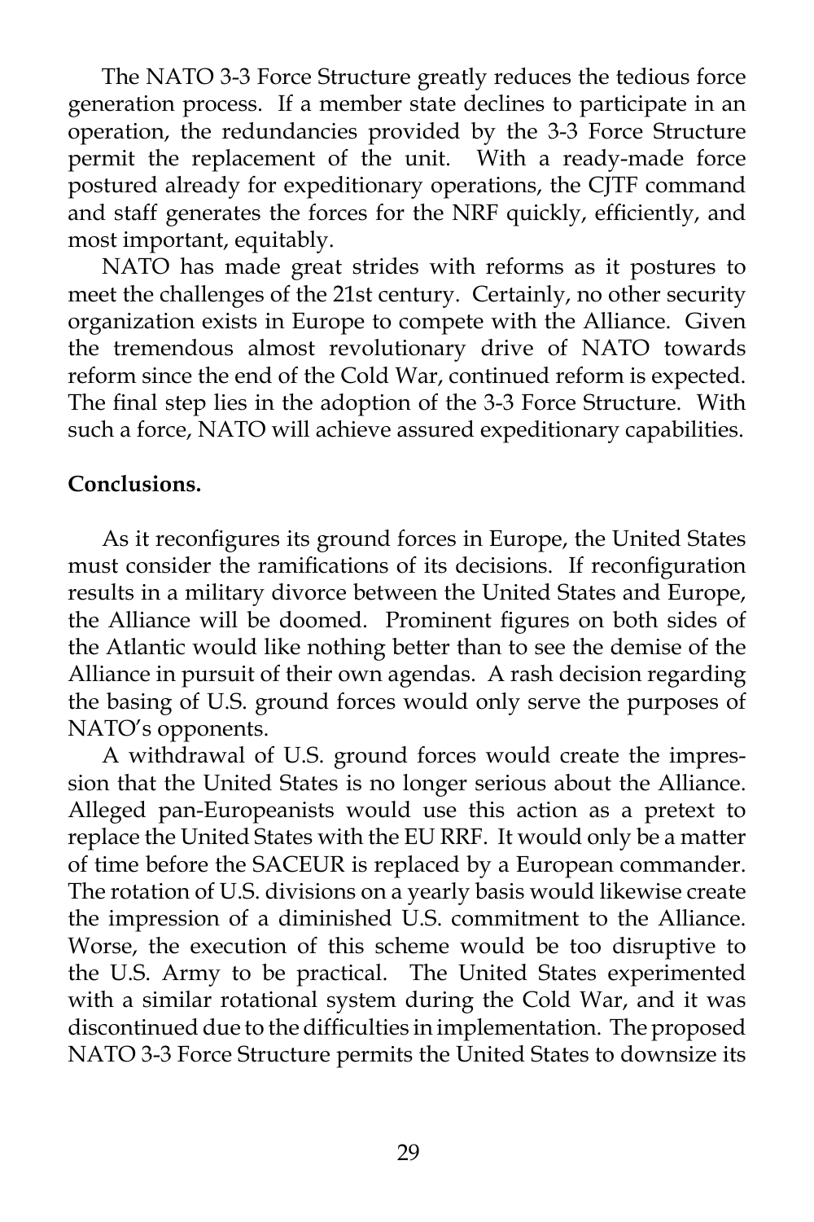The NATO 3-3 Force Structure greatly reduces the tedious force generation process. If a member state declines to participate in an operation, the redundancies provided by the 3-3 Force Structure permit the replacement of the unit. With a ready-made force postured already for expeditionary operations, the CJTF command and staff generates the forces for the NRF quickly, efficiently, and most important, equitably.

NATO has made great strides with reforms as it postures to meet the challenges of the 21st century. Certainly, no other security organization exists in Europe to compete with the Alliance. Given the tremendous almost revolutionary drive of NATO towards reform since the end of the Cold War, continued reform is expected. The final step lies in the adoption of the 3-3 Force Structure. With such a force, NATO will achieve assured expeditionary capabilities.

**Conclusions.**

As it reconfigures its ground forces in Europe, the United States must consider the ramifications of its decisions. If reconfiguration results in a military divorce between the United States and Europe, the Alliance will be doomed. Prominent figures on both sides of the Atlantic would like nothing better than to see the demise of the Alliance in pursuit of their own agendas. A rash decision regarding the basing of U.S. ground forces would only serve the purposes of NATO's opponents.

A withdrawal of U.S. ground forces would create the impression that the United States is no longer serious about the Alliance. Alleged pan-Europeanists would use this action as a pretext to replace the United States with the EU RRF. It would only be a matter of time before the SACEUR is replaced by a European commander. The rotation of U.S. divisions on a yearly basis would likewise create the impression of a diminished U.S. commitment to the Alliance. Worse, the execution of this scheme would be too disruptive to the U.S. Army to be practical. The United States experimented with a similar rotational system during the Cold War, and it was discontinued due to the difficulties in implementation. The proposed NATO 3-3 Force Structure permits the United States to downsize its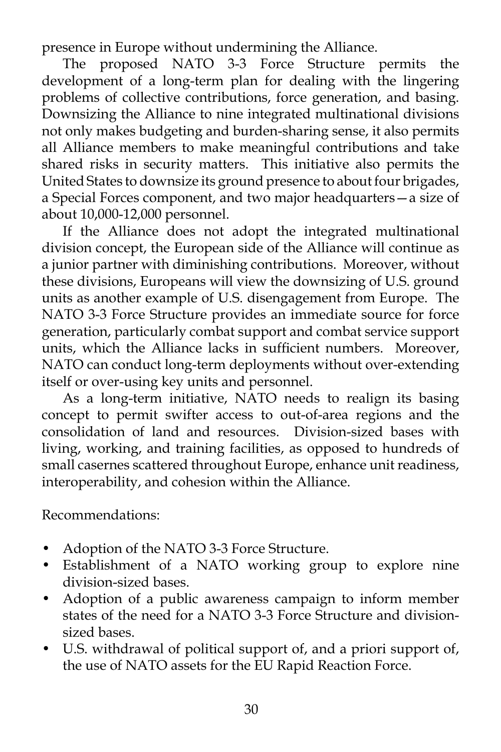presence in Europe without undermining the Alliance.

The proposed NATO 3-3 Force Structure permits the development of a long-term plan for dealing with the lingering problems of collective contributions, force generation, and basing. Downsizing the Alliance to nine integrated multinational divisions not only makes budgeting and burden-sharing sense, it also permits all Alliance members to make meaningful contributions and take shared risks in security matters. This initiative also permits the United States to downsize its ground presence to about four brigades, a Special Forces component, and two major headquarters—a size of about 10,000-12,000 personnel.

If the Alliance does not adopt the integrated multinational division concept, the European side of the Alliance will continue as a junior partner with diminishing contributions. Moreover, without these divisions, Europeans will view the downsizing of U.S. ground units as another example of U.S. disengagement from Europe. The NATO 3-3 Force Structure provides an immediate source for force generation, particularly combat support and combat service support units, which the Alliance lacks in sufficient numbers. Moreover, NATO can conduct long-term deployments without over-extending itself or over-using key units and personnel.

As a long-term initiative, NATO needs to realign its basing concept to permit swifter access to out-of-area regions and the consolidation of land and resources. Division-sized bases with living, working, and training facilities, as opposed to hundreds of small casernes scattered throughout Europe, enhance unit readiness, interoperability, and cohesion within the Alliance.

Recommendations:

- Adoption of the NATO 3-3 Force Structure.
- Establishment of a NATO working group to explore nine division-sized bases.
- Adoption of a public awareness campaign to inform member states of the need for a NATO 3-3 Force Structure and division-sized bases.
- U.S. withdrawal of political support of, and a priori support of, the use of NATO assets for the EU Rapid Reaction Force.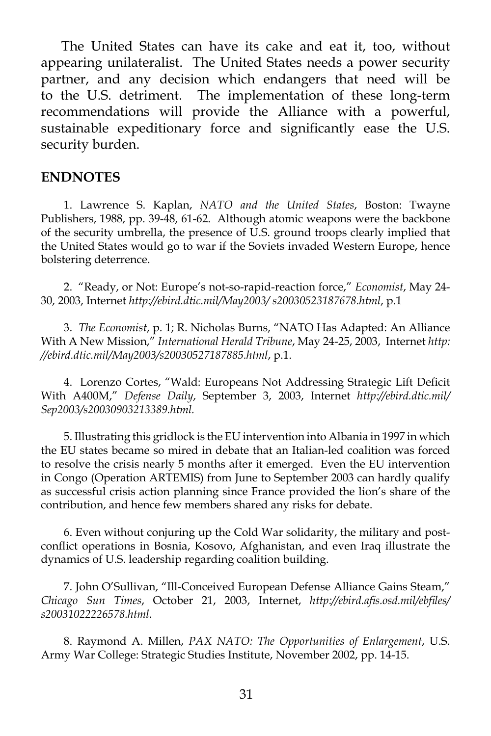The United States can have its cake and eat it, too, without appearing unilateralist. The United States needs a power security partner, and any decision which endangers that need will be to the U.S. detriment. The implementation of these long-term recommendations will provide the Alliance with a powerful, sustainable expeditionary force and significantly ease the U.S. security burden.

## ENDNOTES

1. Lawrence S. Kaplan, *NATO and the United States*, Boston: Twayne Publishers, 1988, pp. 39-48, 61-62. Although atomic weapons were the backbone of the security umbrella, the presence of U.S. ground troops clearly implied that the United States would go to war if the Soviets invaded Western Europe, hence bolstering deterrence.

2. "Ready, or Not: Europe's not-so-rapid-reaction force," *Economist*, May 24-30, 2003, Internet *http://ebird.dtic.mil/May2003/ s20030523187678.html*, p.1

3. *The Economist*, p. 1; R. Nicholas Burns, "NATO Has Adapted: An Alliance With A New Mission," *International Herald Tribune*, May 24-25, 2003, Internet *http: //ebird.dtic.mil/May2003/s20030527187885.html*, p.1.

4. Lorenzo Cortes, "Wald: Europeans Not Addressing Strategic Lift Deficit With A400M," *Defense Daily*, September 3, 2003, Internet *http://ebird.dtic.mil/ Sep2003/s20030903213389.html.*

5. Illustrating this gridlock is the EU intervention into Albania in 1997 in which the EU states became so mired in debate that an Italian-led coalition was forced to resolve the crisis nearly 5 months after it emerged. Even the EU intervention in Congo (Operation ARTEMIS) from June to September 2003 can hardly qualify as successful crisis action planning since France provided the lion's share of the contribution, and hence few members shared any risks for debate.

6. Even without conjuring up the Cold War solidarity, the military and post-conflict operations in Bosnia, Kosovo, Afghanistan, and even Iraq illustrate the dynamics of U.S. leadership regarding coalition building.

7. John O'Sullivan, "Ill-Conceived European Defense Alliance Gains Steam," *Chicago Sun Times*, October 21, 2003, Internet, *http://ebird.afis.osd.mil/ebfiles/ s20031022226578.html.*

8. Raymond A. Millen, *PAX NATO: The Opportunities of Enlargement*, U.S. Army War College: Strategic Studies Institute, November 2002, pp. 14-15.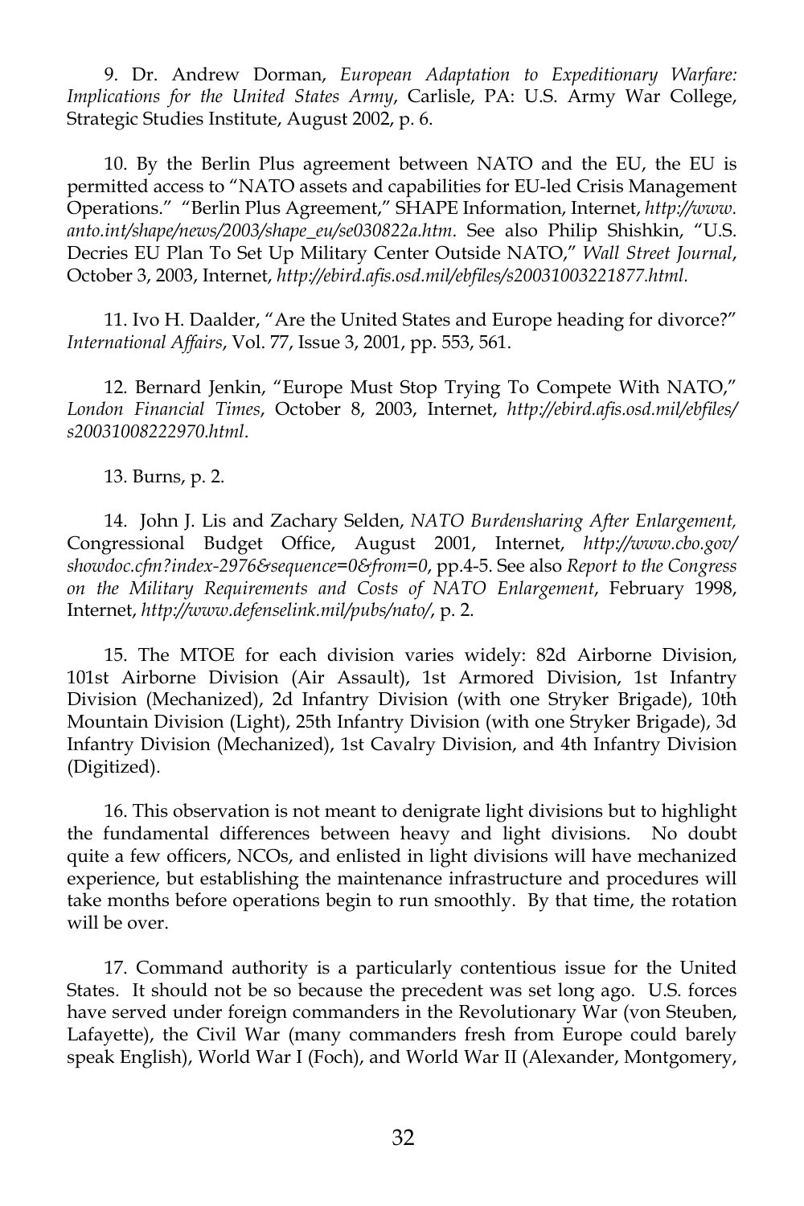9. Dr. Andrew Dorman, *European Adaptation to Expeditionary Warfare: Implications for the United States Army*, Carlisle, PA: U.S. Army War College, Strategic Studies Institute, August 2002, p. 6.

10. By the Berlin Plus agreement between NATO and the EU, the EU is permitted access to "NATO assets and capabilities for EU-led Crisis Management Operations." "Berlin Plus Agreement," SHAPE Information, Internet, *http://www.anto.int/shape/news/2003/shape_eu/se030822a.htm*. See also Philip Shishkin, "U.S. Decries EU Plan To Set Up Military Center Outside NATO," *Wall Street Journal*, October 3, 2003, Internet, *http://ebird.afis.osd.mil/ebfiles/s20031003221877.html.*

11. Ivo H. Daalder, "Are the United States and Europe heading for divorce?" *International Affairs*, Vol. 77, Issue 3, 2001, pp. 553, 561.

12. Bernard Jenkin, "Europe Must Stop Trying To Compete With NATO," *London Financial Times*, October 8, 2003, Internet, *http://ebird.afis.osd.mil/ebfiles/s20031008222970.html*.

13. Burns, p. 2.

14. John J. Lis and Zachary Selden, *NATO Burdensharing After Enlargement,* Congressional Budget Office, August 2001, Internet, *http://www.cbo.gov/showdoc.cfm?index-2976&sequence=0&from=0*, pp.4-5. See also *Report to the Congress on the Military Requirements and Costs of NATO Enlargement*, February 1998, Internet, *http://www.defenselink.mil/pubs/nato/*, p. 2.

15. The MTOE for each division varies widely: 82d Airborne Division, 101st Airborne Division (Air Assault), 1st Armored Division, 1st Infantry Division (Mechanized), 2d Infantry Division (with one Stryker Brigade), 10th Mountain Division (Light), 25th Infantry Division (with one Stryker Brigade), 3d Infantry Division (Mechanized), 1st Cavalry Division, and 4th Infantry Division (Digitized).

16. This observation is not meant to denigrate light divisions but to highlight the fundamental differences between heavy and light divisions. No doubt quite a few officers, NCOs, and enlisted in light divisions will have mechanized experience, but establishing the maintenance infrastructure and procedures will take months before operations begin to run smoothly. By that time, the rotation will be over.

17. Command authority is a particularly contentious issue for the United States. It should not be so because the precedent was set long ago. U.S. forces have served under foreign commanders in the Revolutionary War (von Steuben, Lafayette), the Civil War (many commanders fresh from Europe could barely speak English), World War I (Foch), and World War II (Alexander, Montgomery,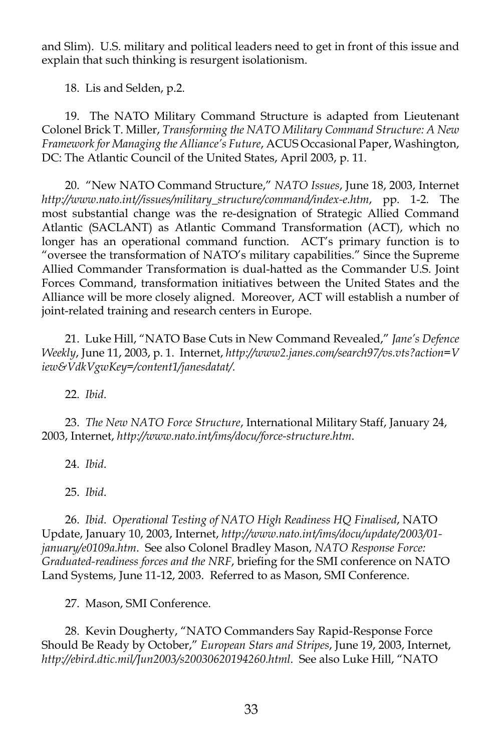and Slim). U.S. military and political leaders need to get in front of this issue and explain that such thinking is resurgent isolationism.

18. Lis and Selden, p.2.

19. The NATO Military Command Structure is adapted from Lieutenant Colonel Brick T. Miller, *Transforming the NATO Military Command Structure: A New Framework for Managing the Alliance's Future*, ACUS Occasional Paper, Washington, DC: The Atlantic Council of the United States, April 2003, p. 11.

20. "New NATO Command Structure," *NATO Issues*, June 18, 2003, Internet *http://www.nato.int//issues/military_structure/command/index-e.htm*, pp. 1-2. The most substantial change was the re-designation of Strategic Allied Command Atlantic (SACLANT) as Atlantic Command Transformation (ACT), which no longer has an operational command function. ACT's primary function is to "oversee the transformation of NATO's military capabilities." Since the Supreme Allied Commander Transformation is dual-hatted as the Commander U.S. Joint Forces Command, transformation initiatives between the United States and the Alliance will be more closely aligned. Moreover, ACT will establish a number of joint-related training and research centers in Europe.

21. Luke Hill, "NATO Base Cuts in New Command Revealed," *Jane's Defence Weekly*, June 11, 2003, p. 1. Internet, *http://www2.janes.com/search97/vs.vts?action=View&VdkVgwKey=/content1/janesdatat/*.

22. *Ibid*.

23. *The New NATO Force Structure*, International Military Staff, January 24, 2003, Internet, *http://www.nato.int/ims/docu/force-structure.htm*.

24. *Ibid*.

25. *Ibid*.

26. *Ibid*. *Operational Testing of NATO High Readiness HQ Finalised*, NATO Update, January 10, 2003, Internet, *http://www.nato.int/ims/docu/update/2003/01-january/e0109a.htm*. See also Colonel Bradley Mason, *NATO Response Force: Graduated-readiness forces and the NRF*, briefing for the SMI conference on NATO Land Systems, June 11-12, 2003. Referred to as Mason, SMI Conference.

27. Mason, SMI Conference.

28. Kevin Dougherty, "NATO Commanders Say Rapid-Response Force Should Be Ready by October," *European Stars and Stripes*, June 19, 2003, Internet, *http://ebird.dtic.mil/Jun2003/s20030620194260.html*. See also Luke Hill, "NATO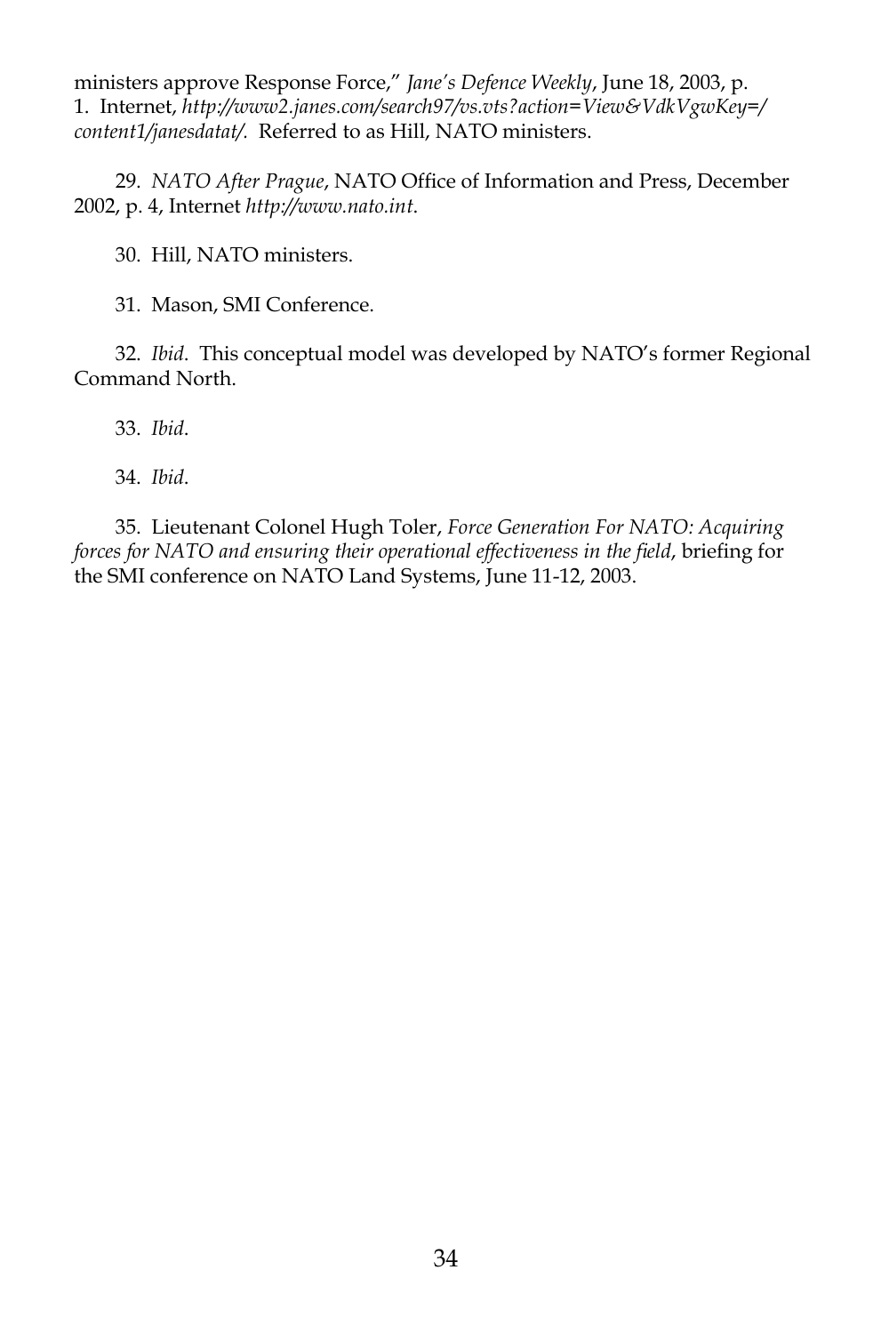ministers approve Response Force," *Jane's Defence Weekly*, June 18, 2003, p. 1. Internet, *http://www2.janes.com/search97/vs.vts?action=View&VdkVgwKey=/content1/janesdatat/.* Referred to as Hill, NATO ministers.

29. *NATO After Prague*, NATO Office of Information and Press, December 2002, p. 4, Internet *http://www.nato.int*.

30. Hill, NATO ministers.

31. Mason, SMI Conference.

32. *Ibid*. This conceptual model was developed by NATO's former Regional Command North.

33. *Ibid*.

34. *Ibid*.

35. Lieutenant Colonel Hugh Toler, *Force Generation For NATO: Acquiring forces for NATO and ensuring their operational effectiveness in the field*, briefing for the SMI conference on NATO Land Systems, June 11-12, 2003.